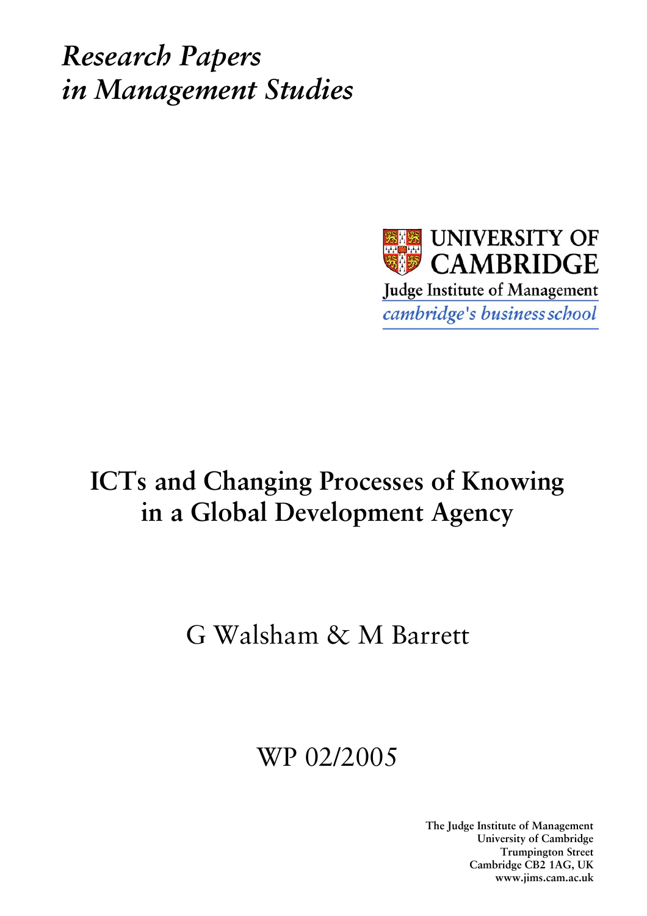*Research Papers in Management Studies*

UNIVERSITY OF CAMBRIDGE

Judge Institute of Management

*cambridge's business school*

# ICTs and Changing Processes of Knowing in a Global Development Agency

G Walsham & M Barrett

WP 02/2005

**The Judge Institute of Management**
**University of Cambridge**
**Trumpington Street**
**Cambridge CB2 1AG, UK**
**www.jims.cam.ac.uk**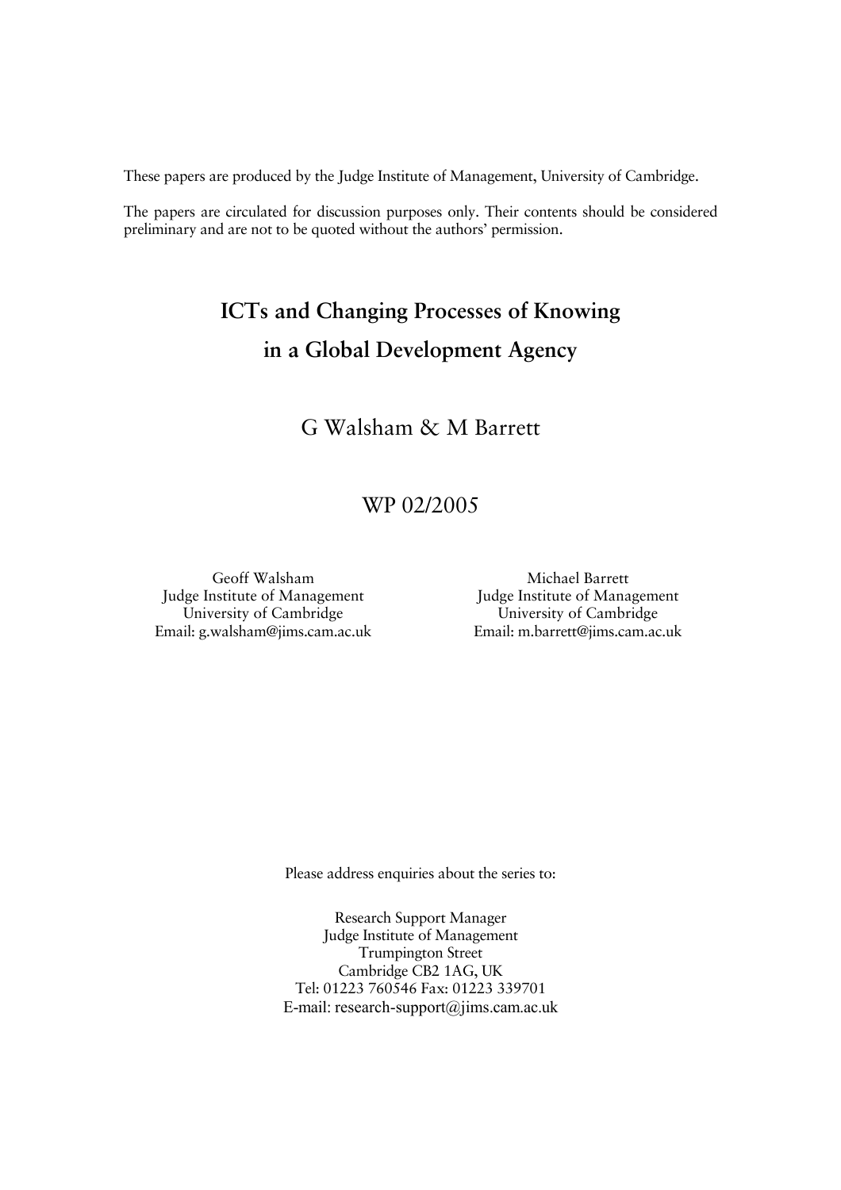These papers are produced by the Judge Institute of Management, University of Cambridge.

The papers are circulated for discussion purposes only. Their contents should be considered preliminary and are not to be quoted without the authors' permission.

# ICTs and Changing Processes of Knowing in a Global Development Agency

G Walsham & M Barrett

WP 02/2005

Geoff Walsham
Judge Institute of Management
University of Cambridge
Email: g.walsham@jims.cam.ac.uk

Michael Barrett
Judge Institute of Management
University of Cambridge
Email: m.barrett@jims.cam.ac.uk

Please address enquiries about the series to:

Research Support Manager
Judge Institute of Management
Trumpington Street
Cambridge CB2 1AG, UK
Tel: 01223 760546 Fax: 01223 339701
E-mail: research-support@jims.cam.ac.uk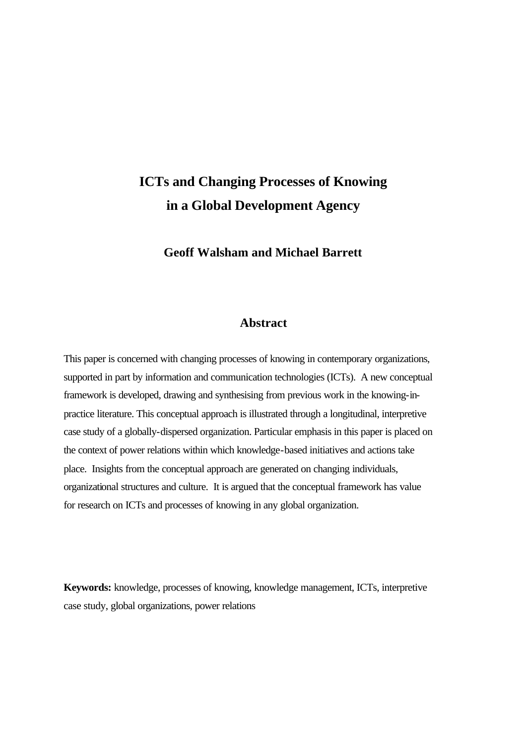# ICTs and Changing Processes of Knowing in a Global Development Agency

**Geoff Walsham and Michael Barrett**

## Abstract

This paper is concerned with changing processes of knowing in contemporary organizations, supported in part by information and communication technologies (ICTs). A new conceptual framework is developed, drawing and synthesising from previous work in the knowing-in-practice literature. This conceptual approach is illustrated through a longitudinal, interpretive case study of a globally-dispersed organization. Particular emphasis in this paper is placed on the context of power relations within which knowledge-based initiatives and actions take place. Insights from the conceptual approach are generated on changing individuals, organizational structures and culture. It is argued that the conceptual framework has value for research on ICTs and processes of knowing in any global organization.

**Keywords:** knowledge, processes of knowing, knowledge management, ICTs, interpretive case study, global organizations, power relations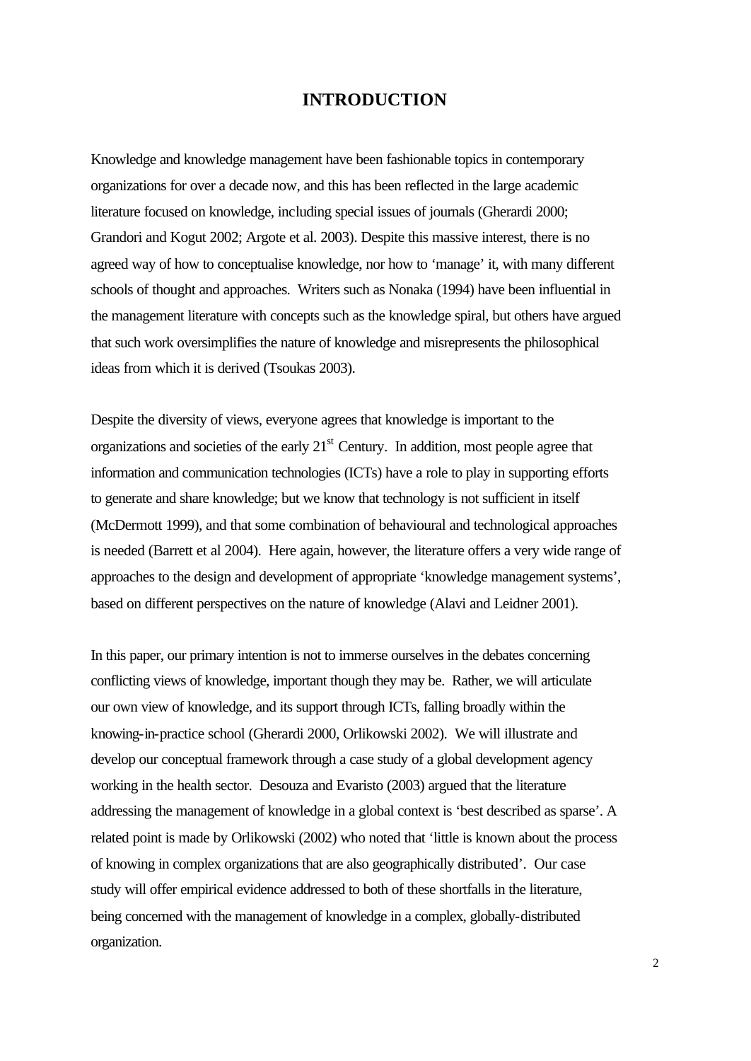# INTRODUCTION

Knowledge and knowledge management have been fashionable topics in contemporary organizations for over a decade now, and this has been reflected in the large academic literature focused on knowledge, including special issues of journals (Gherardi 2000; Grandori and Kogut 2002; Argote et al. 2003). Despite this massive interest, there is no agreed way of how to conceptualise knowledge, nor how to 'manage' it, with many different schools of thought and approaches. Writers such as Nonaka (1994) have been influential in the management literature with concepts such as the knowledge spiral, but others have argued that such work oversimplifies the nature of knowledge and misrepresents the philosophical ideas from which it is derived (Tsoukas 2003).

Despite the diversity of views, everyone agrees that knowledge is important to the organizations and societies of the early 21st Century. In addition, most people agree that information and communication technologies (ICTs) have a role to play in supporting efforts to generate and share knowledge; but we know that technology is not sufficient in itself (McDermott 1999), and that some combination of behavioural and technological approaches is needed (Barrett et al 2004). Here again, however, the literature offers a very wide range of approaches to the design and development of appropriate 'knowledge management systems', based on different perspectives on the nature of knowledge (Alavi and Leidner 2001).

In this paper, our primary intention is not to immerse ourselves in the debates concerning conflicting views of knowledge, important though they may be. Rather, we will articulate our own view of knowledge, and its support through ICTs, falling broadly within the knowing-in-practice school (Gherardi 2000, Orlikowski 2002). We will illustrate and develop our conceptual framework through a case study of a global development agency working in the health sector. Desouza and Evaristo (2003) argued that the literature addressing the management of knowledge in a global context is 'best described as sparse'. A related point is made by Orlikowski (2002) who noted that 'little is known about the process of knowing in complex organizations that are also geographically distributed'. Our case study will offer empirical evidence addressed to both of these shortfalls in the literature, being concerned with the management of knowledge in a complex, globally-distributed organization.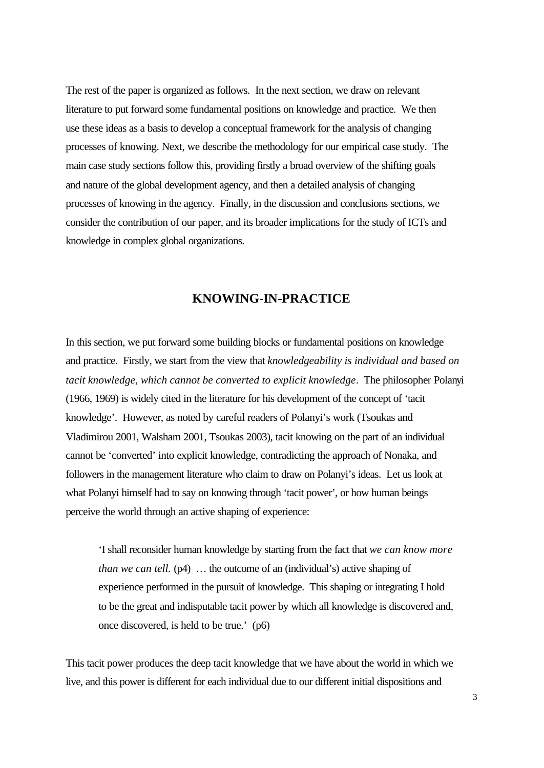The rest of the paper is organized as follows. In the next section, we draw on relevant literature to put forward some fundamental positions on knowledge and practice. We then use these ideas as a basis to develop a conceptual framework for the analysis of changing processes of knowing. Next, we describe the methodology for our empirical case study. The main case study sections follow this, providing firstly a broad overview of the shifting goals and nature of the global development agency, and then a detailed analysis of changing processes of knowing in the agency. Finally, in the discussion and conclusions sections, we consider the contribution of our paper, and its broader implications for the study of ICTs and knowledge in complex global organizations.

## KNOWING-IN-PRACTICE

In this section, we put forward some building blocks or fundamental positions on knowledge and practice. Firstly, we start from the view that *knowledgeability is individual and based on tacit knowledge, which cannot be converted to explicit knowledge*. The philosopher Polanyi (1966, 1969) is widely cited in the literature for his development of the concept of 'tacit knowledge'. However, as noted by careful readers of Polanyi's work (Tsoukas and Vladimirou 2001, Walsham 2001, Tsoukas 2003), tacit knowing on the part of an individual cannot be 'converted' into explicit knowledge, contradicting the approach of Nonaka, and followers in the management literature who claim to draw on Polanyi's ideas. Let us look at what Polanyi himself had to say on knowing through 'tacit power', or how human beings perceive the world through an active shaping of experience:

> 'I shall reconsider human knowledge by starting from the fact that *we can know more than we can tell*. (p4) … the outcome of an (individual's) active shaping of experience performed in the pursuit of knowledge. This shaping or integrating I hold to be the great and indisputable tacit power by which all knowledge is discovered and, once discovered, is held to be true.' (p6)

This tacit power produces the deep tacit knowledge that we have about the world in which we live, and this power is different for each individual due to our different initial dispositions and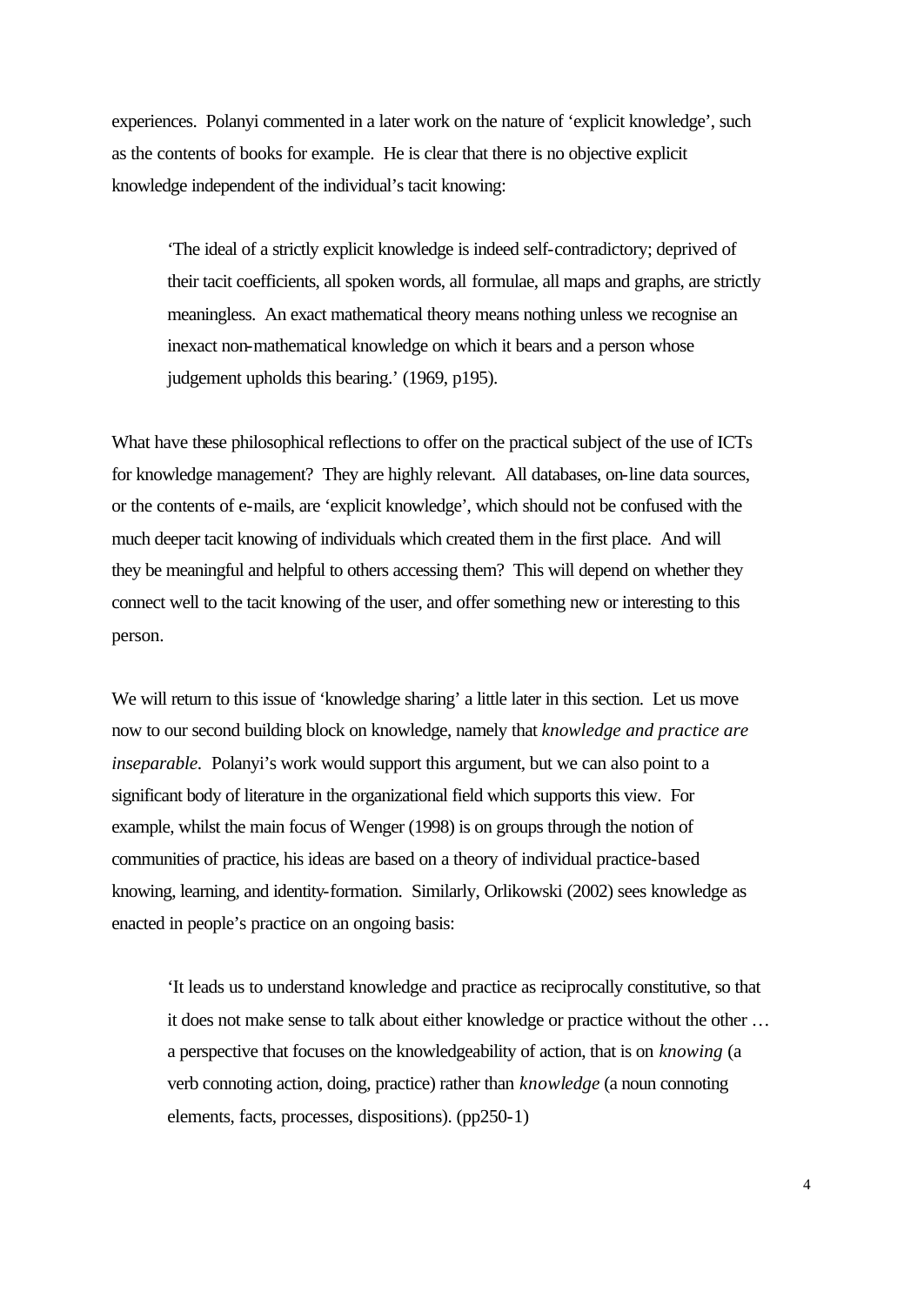experiences. Polanyi commented in a later work on the nature of 'explicit knowledge', such as the contents of books for example. He is clear that there is no objective explicit knowledge independent of the individual's tacit knowing:

> 'The ideal of a strictly explicit knowledge is indeed self-contradictory; deprived of their tacit coefficients, all spoken words, all formulae, all maps and graphs, are strictly meaningless. An exact mathematical theory means nothing unless we recognise an inexact non-mathematical knowledge on which it bears and a person whose judgement upholds this bearing.' (1969, p195).

What have these philosophical reflections to offer on the practical subject of the use of ICTs for knowledge management? They are highly relevant. All databases, on-line data sources, or the contents of e-mails, are 'explicit knowledge', which should not be confused with the much deeper tacit knowing of individuals which created them in the first place. And will they be meaningful and helpful to others accessing them? This will depend on whether they connect well to the tacit knowing of the user, and offer something new or interesting to this person.

We will return to this issue of 'knowledge sharing' a little later in this section. Let us move now to our second building block on knowledge, namely that *knowledge and practice are inseparable*. Polanyi's work would support this argument, but we can also point to a significant body of literature in the organizational field which supports this view. For example, whilst the main focus of Wenger (1998) is on groups through the notion of communities of practice, his ideas are based on a theory of individual practice-based knowing, learning, and identity-formation. Similarly, Orlikowski (2002) sees knowledge as enacted in people's practice on an ongoing basis:

> 'It leads us to understand knowledge and practice as reciprocally constitutive, so that it does not make sense to talk about either knowledge or practice without the other … a perspective that focuses on the knowledgeability of action, that is on *knowing* (a verb connoting action, doing, practice) rather than *knowledge* (a noun connoting elements, facts, processes, dispositions). (pp250-1)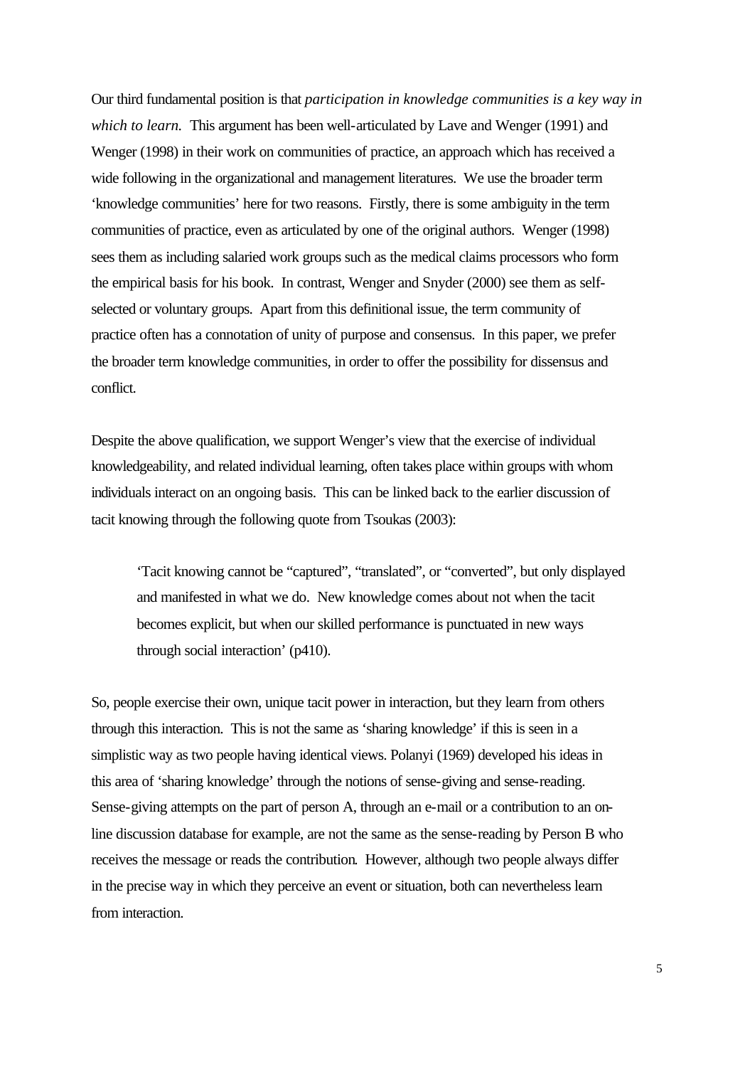Our third fundamental position is that *participation in knowledge communities is a key way in which to learn.* This argument has been well-articulated by Lave and Wenger (1991) and Wenger (1998) in their work on communities of practice, an approach which has received a wide following in the organizational and management literatures. We use the broader term 'knowledge communities' here for two reasons. Firstly, there is some ambiguity in the term communities of practice, even as articulated by one of the original authors. Wenger (1998) sees them as including salaried work groups such as the medical claims processors who form the empirical basis for his book. In contrast, Wenger and Snyder (2000) see them as self-selected or voluntary groups. Apart from this definitional issue, the term community of practice often has a connotation of unity of purpose and consensus. In this paper, we prefer the broader term knowledge communities, in order to offer the possibility for dissensus and conflict.

Despite the above qualification, we support Wenger's view that the exercise of individual knowledgeability, and related individual learning, often takes place within groups with whom individuals interact on an ongoing basis. This can be linked back to the earlier discussion of tacit knowing through the following quote from Tsoukas (2003):

> 'Tacit knowing cannot be "captured", "translated", or "converted", but only displayed and manifested in what we do. New knowledge comes about not when the tacit becomes explicit, but when our skilled performance is punctuated in new ways through social interaction' (p410).

So, people exercise their own, unique tacit power in interaction, but they learn from others through this interaction. This is not the same as 'sharing knowledge' if this is seen in a simplistic way as two people having identical views. Polanyi (1969) developed his ideas in this area of 'sharing knowledge' through the notions of sense-giving and sense-reading. Sense-giving attempts on the part of person A, through an e-mail or a contribution to an on-line discussion database for example, are not the same as the sense-reading by Person B who receives the message or reads the contribution. However, although two people always differ in the precise way in which they perceive an event or situation, both can nevertheless learn from interaction.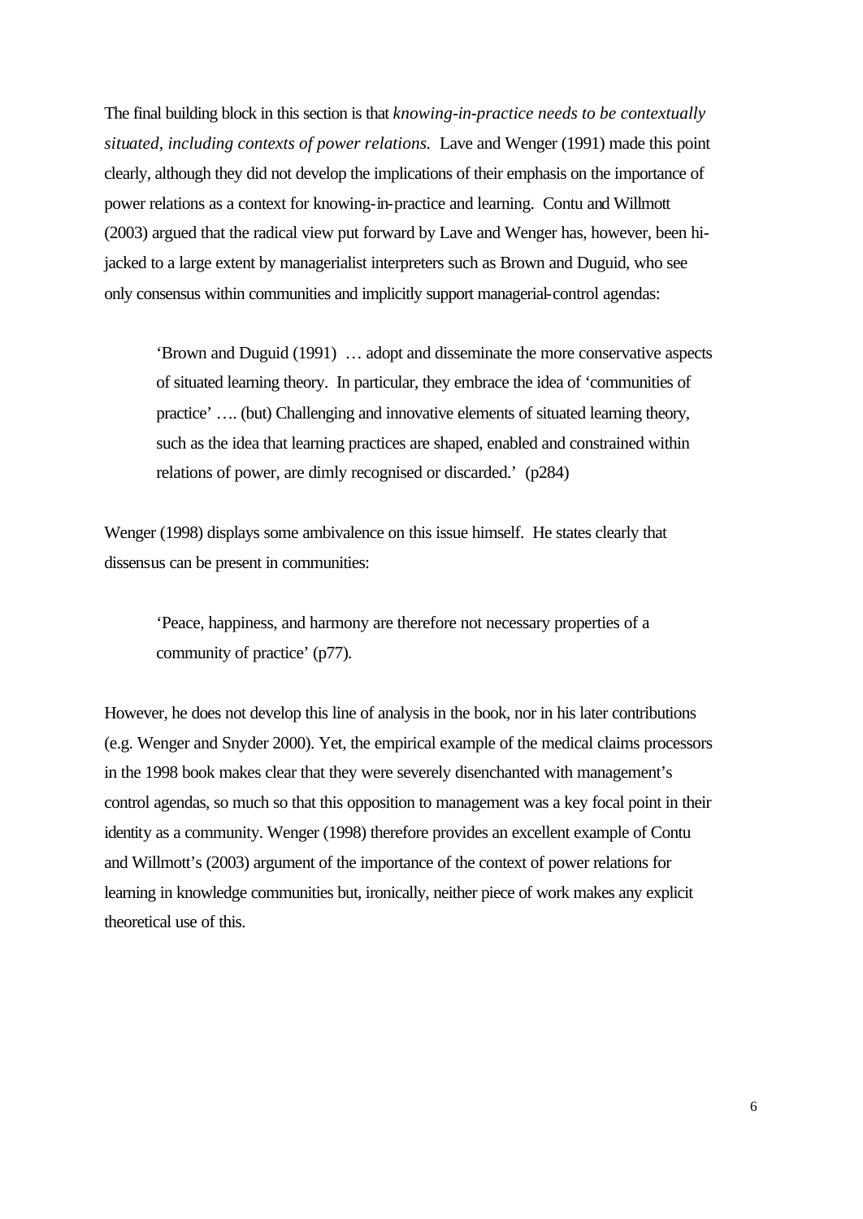The final building block in this section is that *knowing-in-practice needs to be contextually situated, including contexts of power relations.* Lave and Wenger (1991) made this point clearly, although they did not develop the implications of their emphasis on the importance of power relations as a context for knowing-in-practice and learning. Contu and Willmott (2003) argued that the radical view put forward by Lave and Wenger has, however, been hi-jacked to a large extent by managerialist interpreters such as Brown and Duguid, who see only consensus within communities and implicitly support managerial-control agendas:

> 'Brown and Duguid (1991) … adopt and disseminate the more conservative aspects of situated learning theory. In particular, they embrace the idea of 'communities of practice' …. (but) Challenging and innovative elements of situated learning theory, such as the idea that learning practices are shaped, enabled and constrained within relations of power, are dimly recognised or discarded.' (p284)

Wenger (1998) displays some ambivalence on this issue himself. He states clearly that dissensus can be present in communities:

> 'Peace, happiness, and harmony are therefore not necessary properties of a community of practice' (p77).

However, he does not develop this line of analysis in the book, nor in his later contributions (e.g. Wenger and Snyder 2000). Yet, the empirical example of the medical claims processors in the 1998 book makes clear that they were severely disenchanted with management's control agendas, so much so that this opposition to management was a key focal point in their identity as a community. Wenger (1998) therefore provides an excellent example of Contu and Willmott's (2003) argument of the importance of the context of power relations for learning in knowledge communities but, ironically, neither piece of work makes any explicit theoretical use of this.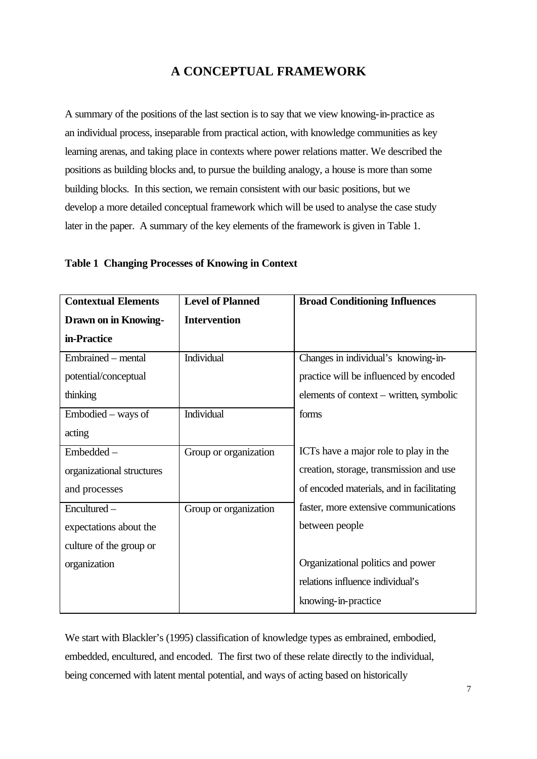# A CONCEPTUAL FRAMEWORK

A summary of the positions of the last section is to say that we view knowing-in-practice as an individual process, inseparable from practical action, with knowledge communities as key learning arenas, and taking place in contexts where power relations matter. We described the positions as building blocks and, to pursue the building analogy, a house is more than some building blocks. In this section, we remain consistent with our basic positions, but we develop a more detailed conceptual framework which will be used to analyse the case study later in the paper. A summary of the key elements of the framework is given in Table 1.

**Table 1 Changing Processes of Knowing in Context**

| Contextual Elements Drawn on in Knowing-in-Practice | Level of Planned Intervention | Broad Conditioning Influences |
|---|---|---|
| Embrained – mental potential/conceptual thinking | Individual | Changes in individual's knowing-in-practice will be influenced by encoded elements of context – written, symbolic forms |
| Embodied – ways of acting | Individual | |
| Embedded – organizational structures and processes | Group or organization | ICTs have a major role to play in the creation, storage, transmission and use of encoded materials, and in facilitating faster, more extensive communications between people |
| Encultured – expectations about the culture of the group or organization | Group or organization | Organizational politics and power relations influence individual's knowing-in-practice |

We start with Blackler's (1995) classification of knowledge types as embrained, embodied, embedded, encultured, and encoded. The first two of these relate directly to the individual, being concerned with latent mental potential, and ways of acting based on historically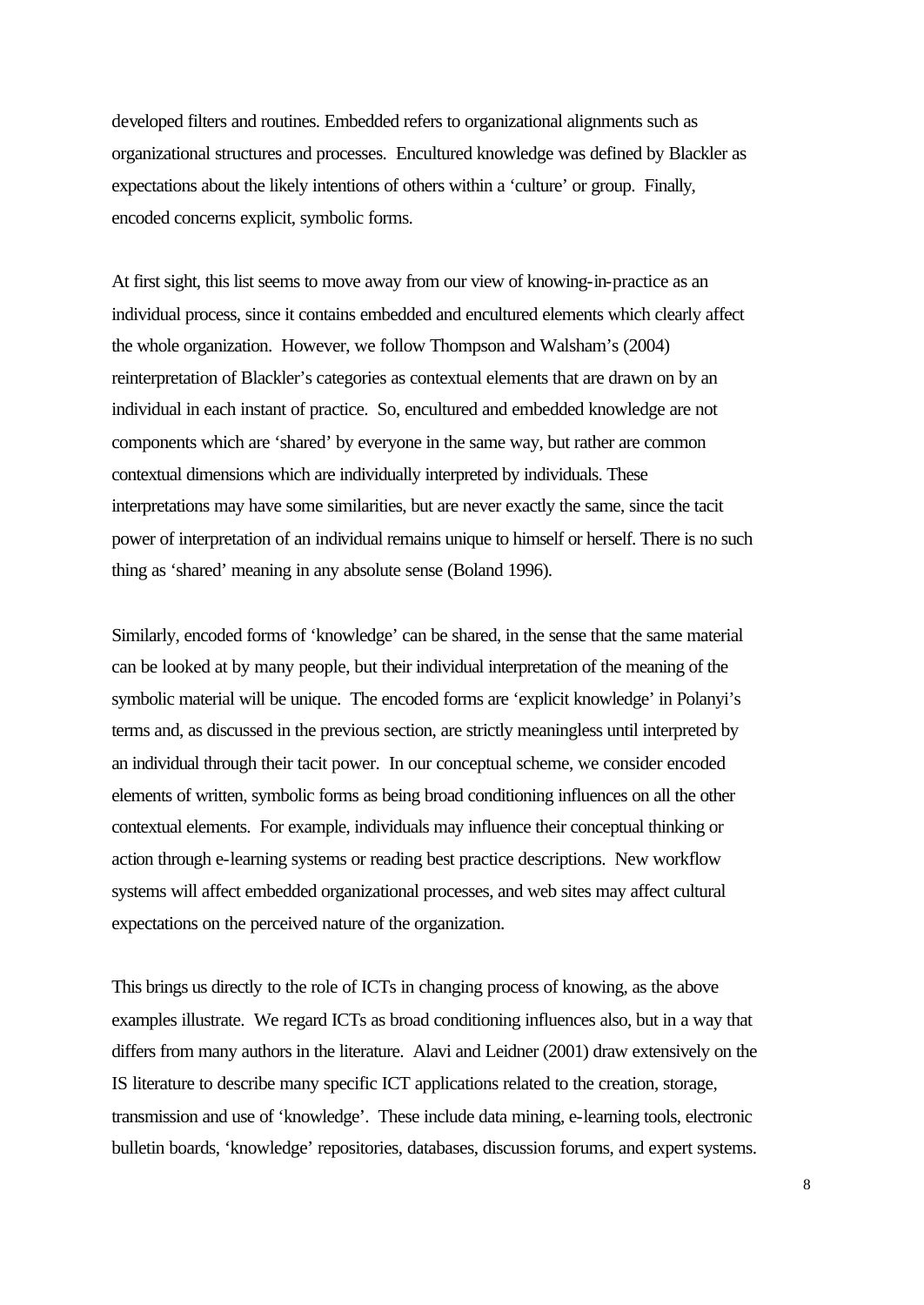developed filters and routines. Embedded refers to organizational alignments such as organizational structures and processes. Encultured knowledge was defined by Blackler as expectations about the likely intentions of others within a 'culture' or group. Finally, encoded concerns explicit, symbolic forms.

At first sight, this list seems to move away from our view of knowing-in-practice as an individual process, since it contains embedded and encultured elements which clearly affect the whole organization. However, we follow Thompson and Walsham's (2004) reinterpretation of Blackler's categories as contextual elements that are drawn on by an individual in each instant of practice. So, encultured and embedded knowledge are not components which are 'shared' by everyone in the same way, but rather are common contextual dimensions which are individually interpreted by individuals. These interpretations may have some similarities, but are never exactly the same, since the tacit power of interpretation of an individual remains unique to himself or herself. There is no such thing as 'shared' meaning in any absolute sense (Boland 1996).

Similarly, encoded forms of 'knowledge' can be shared, in the sense that the same material can be looked at by many people, but their individual interpretation of the meaning of the symbolic material will be unique. The encoded forms are 'explicit knowledge' in Polanyi's terms and, as discussed in the previous section, are strictly meaningless until interpreted by an individual through their tacit power. In our conceptual scheme, we consider encoded elements of written, symbolic forms as being broad conditioning influences on all the other contextual elements. For example, individuals may influence their conceptual thinking or action through e-learning systems or reading best practice descriptions. New workflow systems will affect embedded organizational processes, and web sites may affect cultural expectations on the perceived nature of the organization.

This brings us directly to the role of ICTs in changing process of knowing, as the above examples illustrate. We regard ICTs as broad conditioning influences also, but in a way that differs from many authors in the literature. Alavi and Leidner (2001) draw extensively on the IS literature to describe many specific ICT applications related to the creation, storage, transmission and use of 'knowledge'. These include data mining, e-learning tools, electronic bulletin boards, 'knowledge' repositories, databases, discussion forums, and expert systems.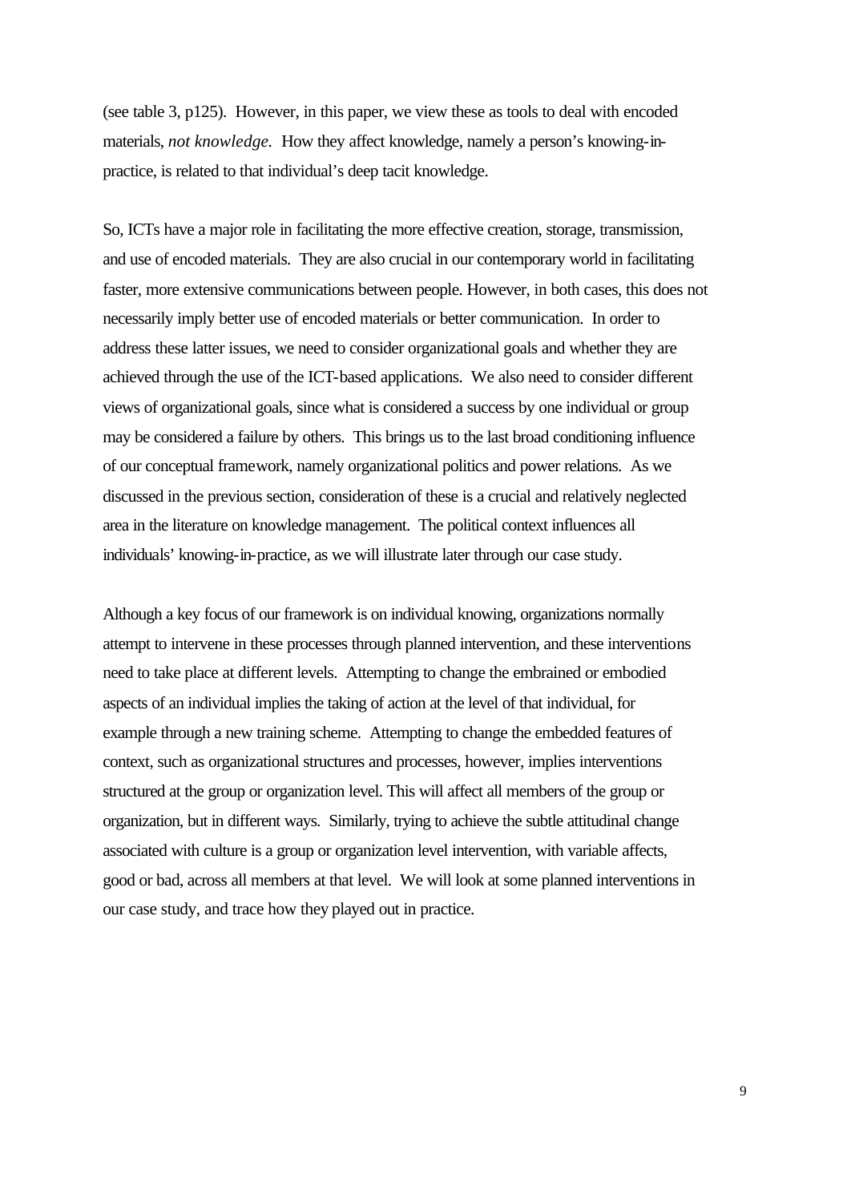(see table 3, p125). However, in this paper, we view these as tools to deal with encoded materials, *not knowledge*. How they affect knowledge, namely a person's knowing-in-practice, is related to that individual's deep tacit knowledge.

So, ICTs have a major role in facilitating the more effective creation, storage, transmission, and use of encoded materials. They are also crucial in our contemporary world in facilitating faster, more extensive communications between people. However, in both cases, this does not necessarily imply better use of encoded materials or better communication. In order to address these latter issues, we need to consider organizational goals and whether they are achieved through the use of the ICT-based applications. We also need to consider different views of organizational goals, since what is considered a success by one individual or group may be considered a failure by others. This brings us to the last broad conditioning influence of our conceptual framework, namely organizational politics and power relations. As we discussed in the previous section, consideration of these is a crucial and relatively neglected area in the literature on knowledge management. The political context influences all individuals' knowing-in-practice, as we will illustrate later through our case study.

Although a key focus of our framework is on individual knowing, organizations normally attempt to intervene in these processes through planned intervention, and these interventions need to take place at different levels. Attempting to change the embrained or embodied aspects of an individual implies the taking of action at the level of that individual, for example through a new training scheme. Attempting to change the embedded features of context, such as organizational structures and processes, however, implies interventions structured at the group or organization level. This will affect all members of the group or organization, but in different ways. Similarly, trying to achieve the subtle attitudinal change associated with culture is a group or organization level intervention, with variable affects, good or bad, across all members at that level. We will look at some planned interventions in our case study, and trace how they played out in practice.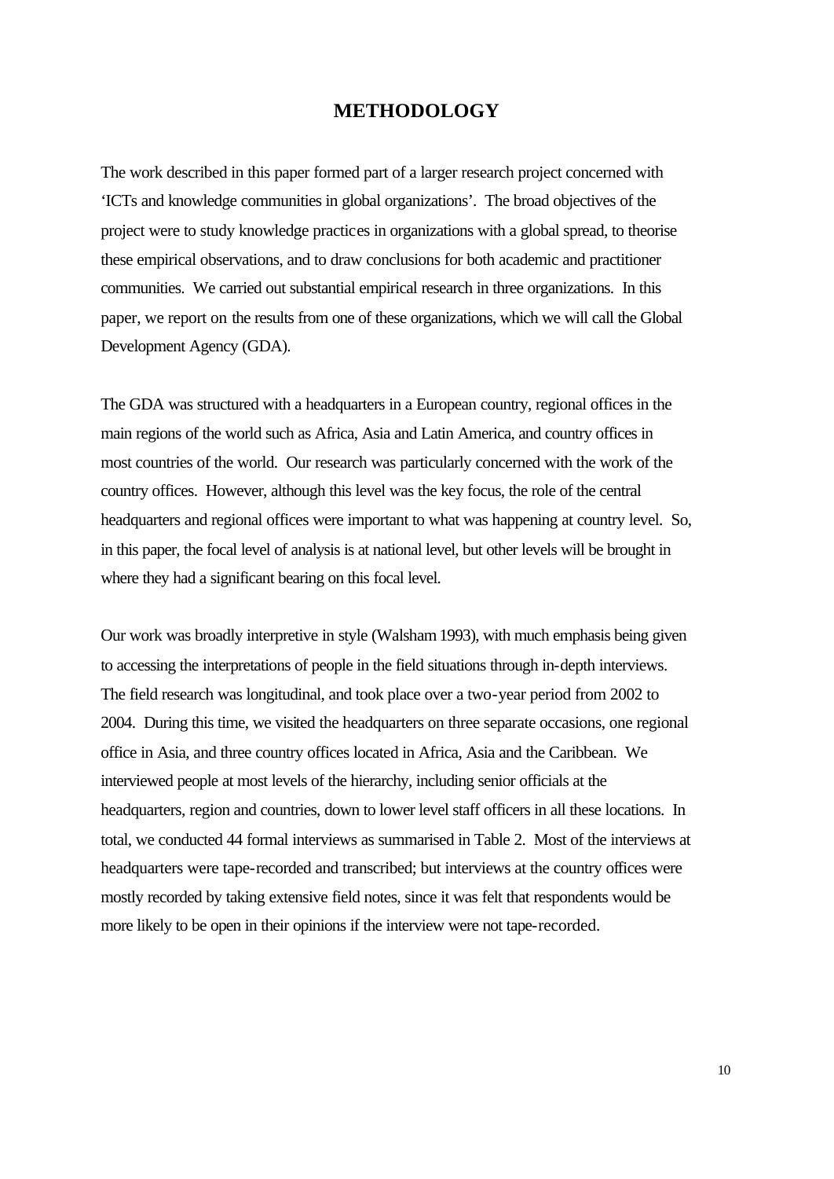# METHODOLOGY

The work described in this paper formed part of a larger research project concerned with 'ICTs and knowledge communities in global organizations'. The broad objectives of the project were to study knowledge practices in organizations with a global spread, to theorise these empirical observations, and to draw conclusions for both academic and practitioner communities. We carried out substantial empirical research in three organizations. In this paper, we report on the results from one of these organizations, which we will call the Global Development Agency (GDA).

The GDA was structured with a headquarters in a European country, regional offices in the main regions of the world such as Africa, Asia and Latin America, and country offices in most countries of the world. Our research was particularly concerned with the work of the country offices. However, although this level was the key focus, the role of the central headquarters and regional offices were important to what was happening at country level. So, in this paper, the focal level of analysis is at national level, but other levels will be brought in where they had a significant bearing on this focal level.

Our work was broadly interpretive in style (Walsham 1993), with much emphasis being given to accessing the interpretations of people in the field situations through in-depth interviews. The field research was longitudinal, and took place over a two-year period from 2002 to 2004. During this time, we visited the headquarters on three separate occasions, one regional office in Asia, and three country offices located in Africa, Asia and the Caribbean. We interviewed people at most levels of the hierarchy, including senior officials at the headquarters, region and countries, down to lower level staff officers in all these locations. In total, we conducted 44 formal interviews as summarised in Table 2. Most of the interviews at headquarters were tape-recorded and transcribed; but interviews at the country offices were mostly recorded by taking extensive field notes, since it was felt that respondents would be more likely to be open in their opinions if the interview were not tape-recorded.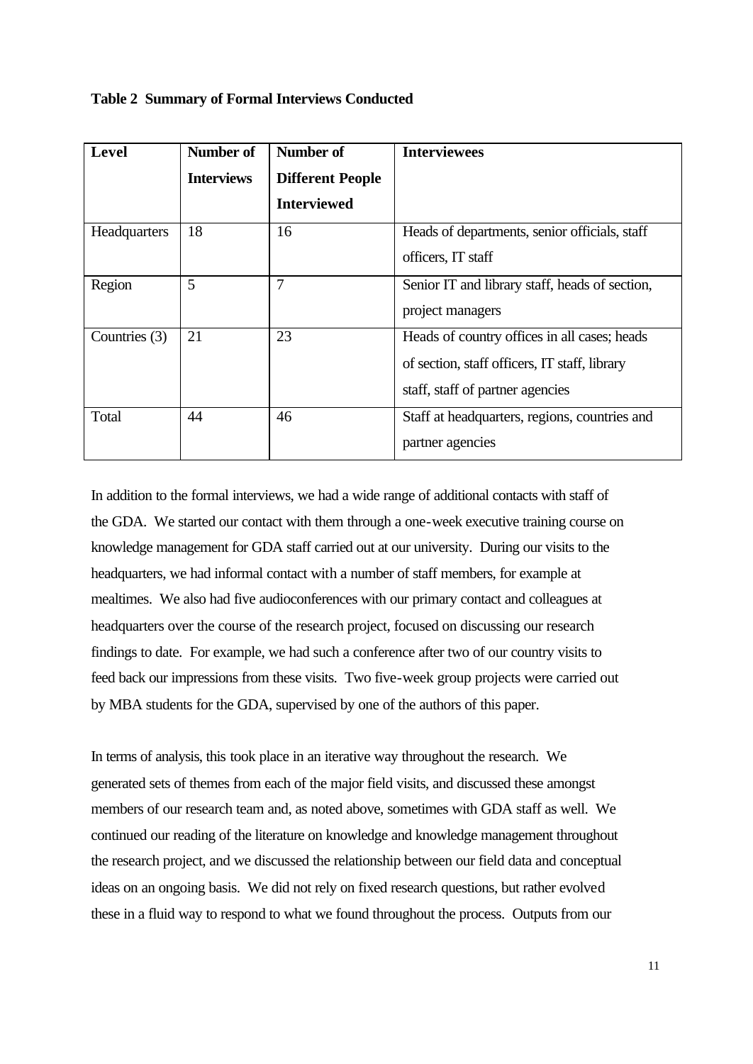**Table 2 Summary of Formal Interviews Conducted**

| Level | Number of Interviews | Number of Different People Interviewed | Interviewees |
|---|---|---|---|
| Headquarters | 18 | 16 | Heads of departments, senior officials, staff officers, IT staff |
| Region | 5 | 7 | Senior IT and library staff, heads of section, project managers |
| Countries (3) | 21 | 23 | Heads of country offices in all cases; heads of section, staff officers, IT staff, library staff, staff of partner agencies |
| Total | 44 | 46 | Staff at headquarters, regions, countries and partner agencies |

In addition to the formal interviews, we had a wide range of additional contacts with staff of the GDA. We started our contact with them through a one-week executive training course on knowledge management for GDA staff carried out at our university. During our visits to the headquarters, we had informal contact with a number of staff members, for example at mealtimes. We also had five audioconferences with our primary contact and colleagues at headquarters over the course of the research project, focused on discussing our research findings to date. For example, we had such a conference after two of our country visits to feed back our impressions from these visits. Two five-week group projects were carried out by MBA students for the GDA, supervised by one of the authors of this paper.

In terms of analysis, this took place in an iterative way throughout the research. We generated sets of themes from each of the major field visits, and discussed these amongst members of our research team and, as noted above, sometimes with GDA staff as well. We continued our reading of the literature on knowledge and knowledge management throughout the research project, and we discussed the relationship between our field data and conceptual ideas on an ongoing basis. We did not rely on fixed research questions, but rather evolved these in a fluid way to respond to what we found throughout the process. Outputs from our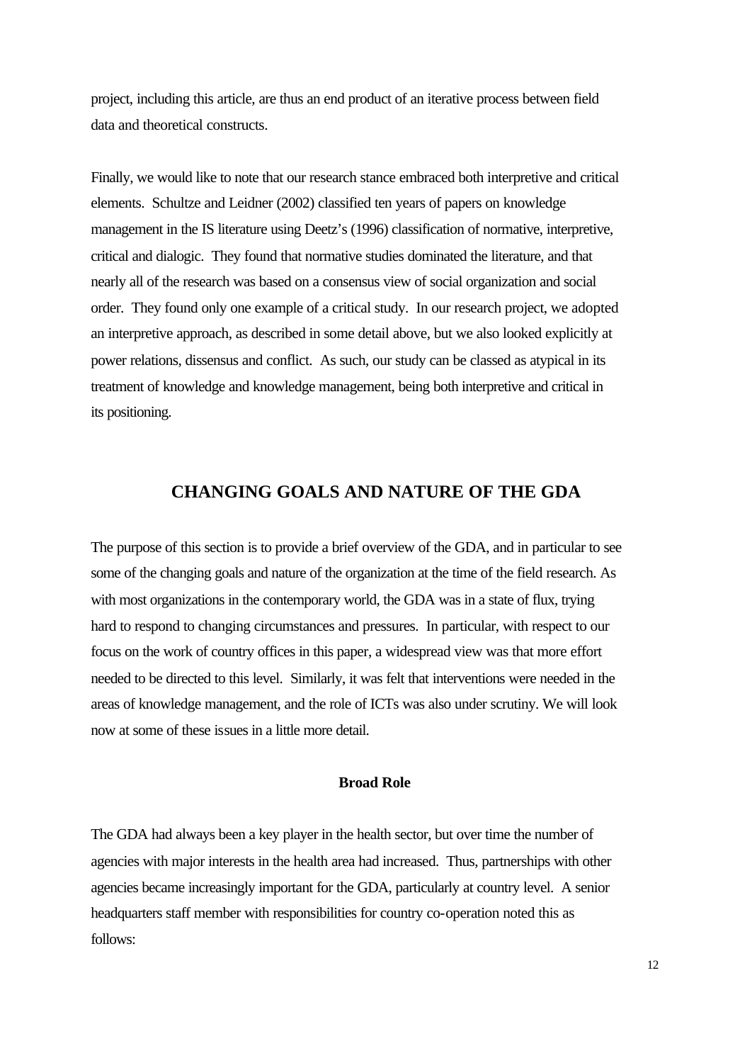project, including this article, are thus an end product of an iterative process between field data and theoretical constructs.

Finally, we would like to note that our research stance embraced both interpretive and critical elements. Schultze and Leidner (2002) classified ten years of papers on knowledge management in the IS literature using Deetz's (1996) classification of normative, interpretive, critical and dialogic. They found that normative studies dominated the literature, and that nearly all of the research was based on a consensus view of social organization and social order. They found only one example of a critical study. In our research project, we adopted an interpretive approach, as described in some detail above, but we also looked explicitly at power relations, dissensus and conflict. As such, our study can be classed as atypical in its treatment of knowledge and knowledge management, being both interpretive and critical in its positioning.

## CHANGING GOALS AND NATURE OF THE GDA

The purpose of this section is to provide a brief overview of the GDA, and in particular to see some of the changing goals and nature of the organization at the time of the field research. As with most organizations in the contemporary world, the GDA was in a state of flux, trying hard to respond to changing circumstances and pressures. In particular, with respect to our focus on the work of country offices in this paper, a widespread view was that more effort needed to be directed to this level. Similarly, it was felt that interventions were needed in the areas of knowledge management, and the role of ICTs was also under scrutiny. We will look now at some of these issues in a little more detail.

### Broad Role

The GDA had always been a key player in the health sector, but over time the number of agencies with major interests in the health area had increased. Thus, partnerships with other agencies became increasingly important for the GDA, particularly at country level. A senior headquarters staff member with responsibilities for country co-operation noted this as follows: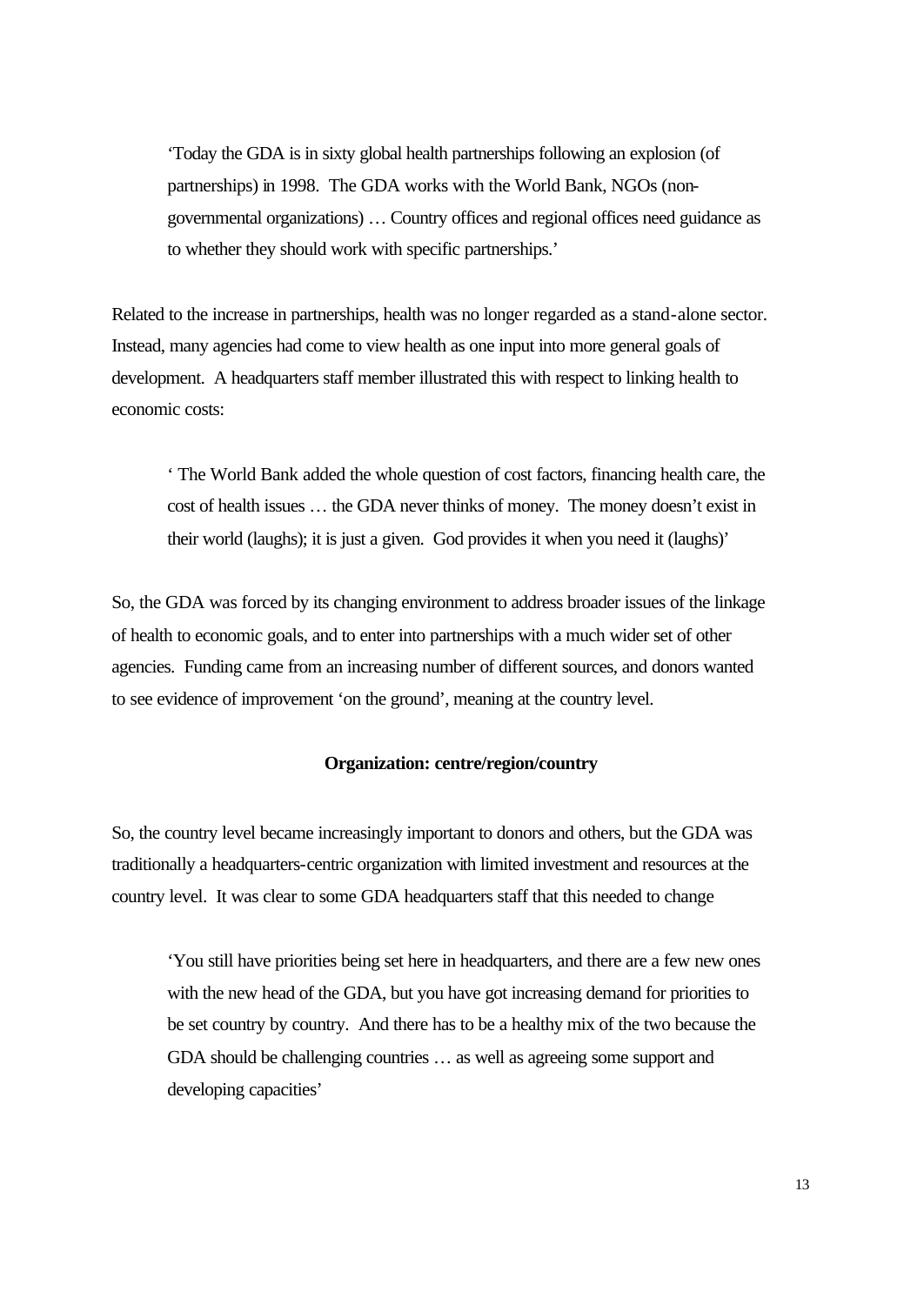> 'Today the GDA is in sixty global health partnerships following an explosion (of partnerships) in 1998. The GDA works with the World Bank, NGOs (non-governmental organizations) … Country offices and regional offices need guidance as to whether they should work with specific partnerships.'

Related to the increase in partnerships, health was no longer regarded as a stand-alone sector. Instead, many agencies had come to view health as one input into more general goals of development. A headquarters staff member illustrated this with respect to linking health to economic costs:

> ' The World Bank added the whole question of cost factors, financing health care, the cost of health issues … the GDA never thinks of money. The money doesn't exist in their world (laughs); it is just a given. God provides it when you need it (laughs)'

So, the GDA was forced by its changing environment to address broader issues of the linkage of health to economic goals, and to enter into partnerships with a much wider set of other agencies. Funding came from an increasing number of different sources, and donors wanted to see evidence of improvement 'on the ground', meaning at the country level.

**Organization: centre/region/country**

So, the country level became increasingly important to donors and others, but the GDA was traditionally a headquarters-centric organization with limited investment and resources at the country level. It was clear to some GDA headquarters staff that this needed to change

> 'You still have priorities being set here in headquarters, and there are a few new ones with the new head of the GDA, but you have got increasing demand for priorities to be set country by country. And there has to be a healthy mix of the two because the GDA should be challenging countries … as well as agreeing some support and developing capacities'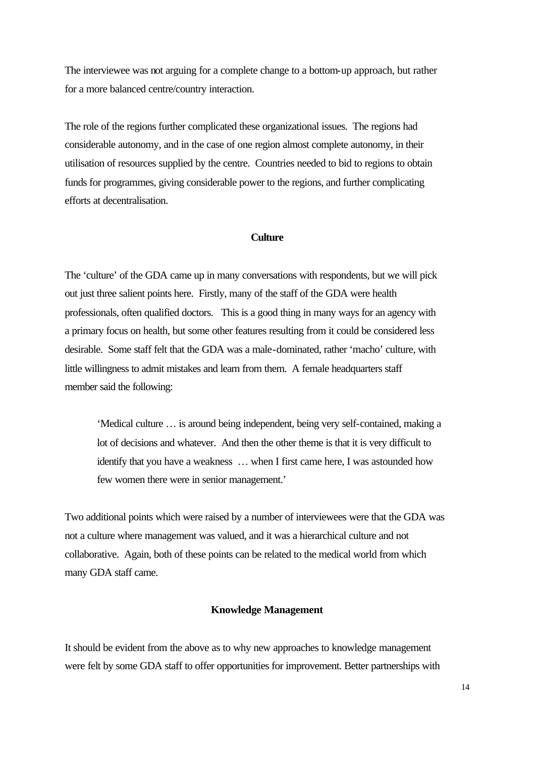The interviewee was not arguing for a complete change to a bottom-up approach, but rather for a more balanced centre/country interaction.

The role of the regions further complicated these organizational issues. The regions had considerable autonomy, and in the case of one region almost complete autonomy, in their utilisation of resources supplied by the centre. Countries needed to bid to regions to obtain funds for programmes, giving considerable power to the regions, and further complicating efforts at decentralisation.

## Culture

The 'culture' of the GDA came up in many conversations with respondents, but we will pick out just three salient points here. Firstly, many of the staff of the GDA were health professionals, often qualified doctors. This is a good thing in many ways for an agency with a primary focus on health, but some other features resulting from it could be considered less desirable. Some staff felt that the GDA was a male-dominated, rather 'macho' culture, with little willingness to admit mistakes and learn from them. A female headquarters staff member said the following:

> 'Medical culture … is around being independent, being very self-contained, making a lot of decisions and whatever. And then the other theme is that it is very difficult to identify that you have a weakness … when I first came here, I was astounded how few women there were in senior management.'

Two additional points which were raised by a number of interviewees were that the GDA was not a culture where management was valued, and it was a hierarchical culture and not collaborative. Again, both of these points can be related to the medical world from which many GDA staff came.

## Knowledge Management

It should be evident from the above as to why new approaches to knowledge management were felt by some GDA staff to offer opportunities for improvement. Better partnerships with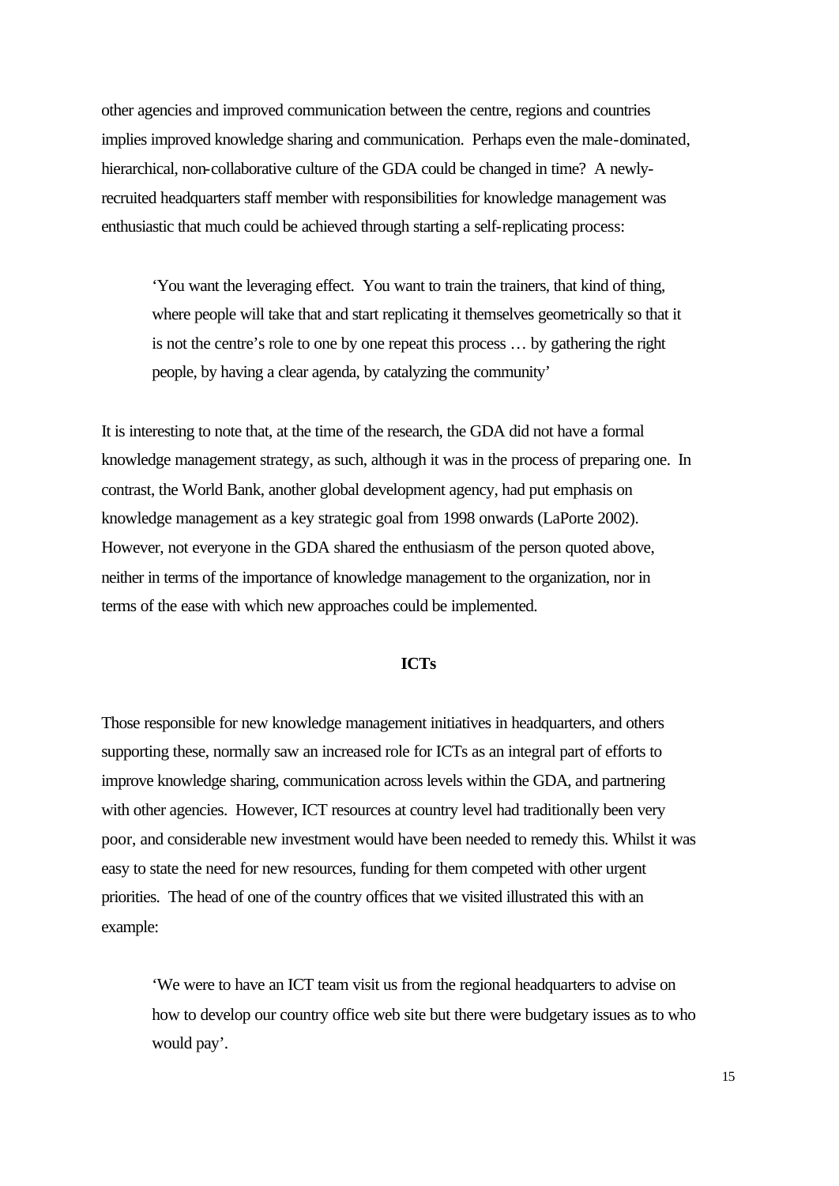other agencies and improved communication between the centre, regions and countries implies improved knowledge sharing and communication. Perhaps even the male-dominated, hierarchical, non-collaborative culture of the GDA could be changed in time? A newly-recruited headquarters staff member with responsibilities for knowledge management was enthusiastic that much could be achieved through starting a self-replicating process:

> 'You want the leveraging effect. You want to train the trainers, that kind of thing, where people will take that and start replicating it themselves geometrically so that it is not the centre's role to one by one repeat this process … by gathering the right people, by having a clear agenda, by catalyzing the community'

It is interesting to note that, at the time of the research, the GDA did not have a formal knowledge management strategy, as such, although it was in the process of preparing one. In contrast, the World Bank, another global development agency, had put emphasis on knowledge management as a key strategic goal from 1998 onwards (LaPorte 2002). However, not everyone in the GDA shared the enthusiasm of the person quoted above, neither in terms of the importance of knowledge management to the organization, nor in terms of the ease with which new approaches could be implemented.

## ICTs

Those responsible for new knowledge management initiatives in headquarters, and others supporting these, normally saw an increased role for ICTs as an integral part of efforts to improve knowledge sharing, communication across levels within the GDA, and partnering with other agencies. However, ICT resources at country level had traditionally been very poor, and considerable new investment would have been needed to remedy this. Whilst it was easy to state the need for new resources, funding for them competed with other urgent priorities. The head of one of the country offices that we visited illustrated this with an example:

> 'We were to have an ICT team visit us from the regional headquarters to advise on how to develop our country office web site but there were budgetary issues as to who would pay'.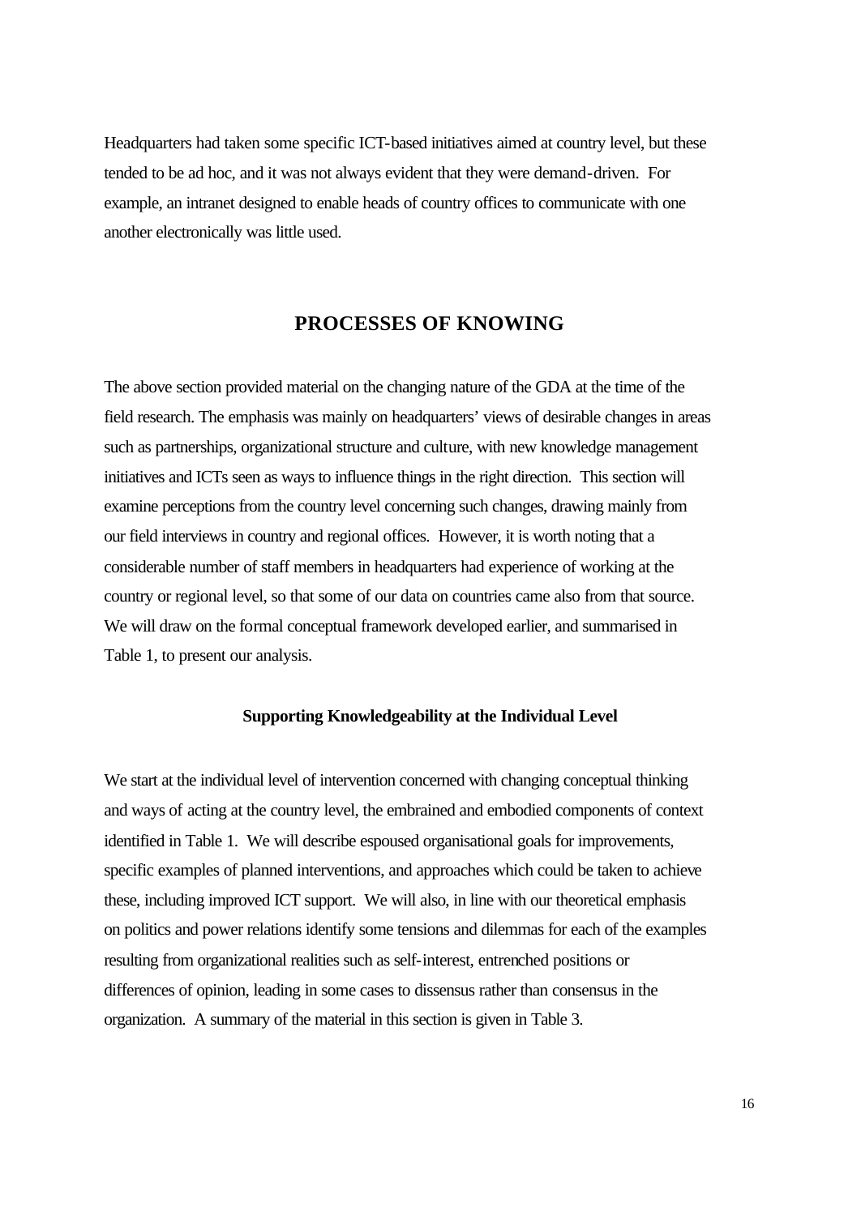Headquarters had taken some specific ICT-based initiatives aimed at country level, but these tended to be ad hoc, and it was not always evident that they were demand-driven. For example, an intranet designed to enable heads of country offices to communicate with one another electronically was little used.

## PROCESSES OF KNOWING

The above section provided material on the changing nature of the GDA at the time of the field research. The emphasis was mainly on headquarters' views of desirable changes in areas such as partnerships, organizational structure and culture, with new knowledge management initiatives and ICTs seen as ways to influence things in the right direction. This section will examine perceptions from the country level concerning such changes, drawing mainly from our field interviews in country and regional offices. However, it is worth noting that a considerable number of staff members in headquarters had experience of working at the country or regional level, so that some of our data on countries came also from that source. We will draw on the formal conceptual framework developed earlier, and summarised in Table 1, to present our analysis.

### Supporting Knowledgeability at the Individual Level

We start at the individual level of intervention concerned with changing conceptual thinking and ways of acting at the country level, the embrained and embodied components of context identified in Table 1. We will describe espoused organisational goals for improvements, specific examples of planned interventions, and approaches which could be taken to achieve these, including improved ICT support. We will also, in line with our theoretical emphasis on politics and power relations identify some tensions and dilemmas for each of the examples resulting from organizational realities such as self-interest, entrenched positions or differences of opinion, leading in some cases to dissensus rather than consensus in the organization. A summary of the material in this section is given in Table 3.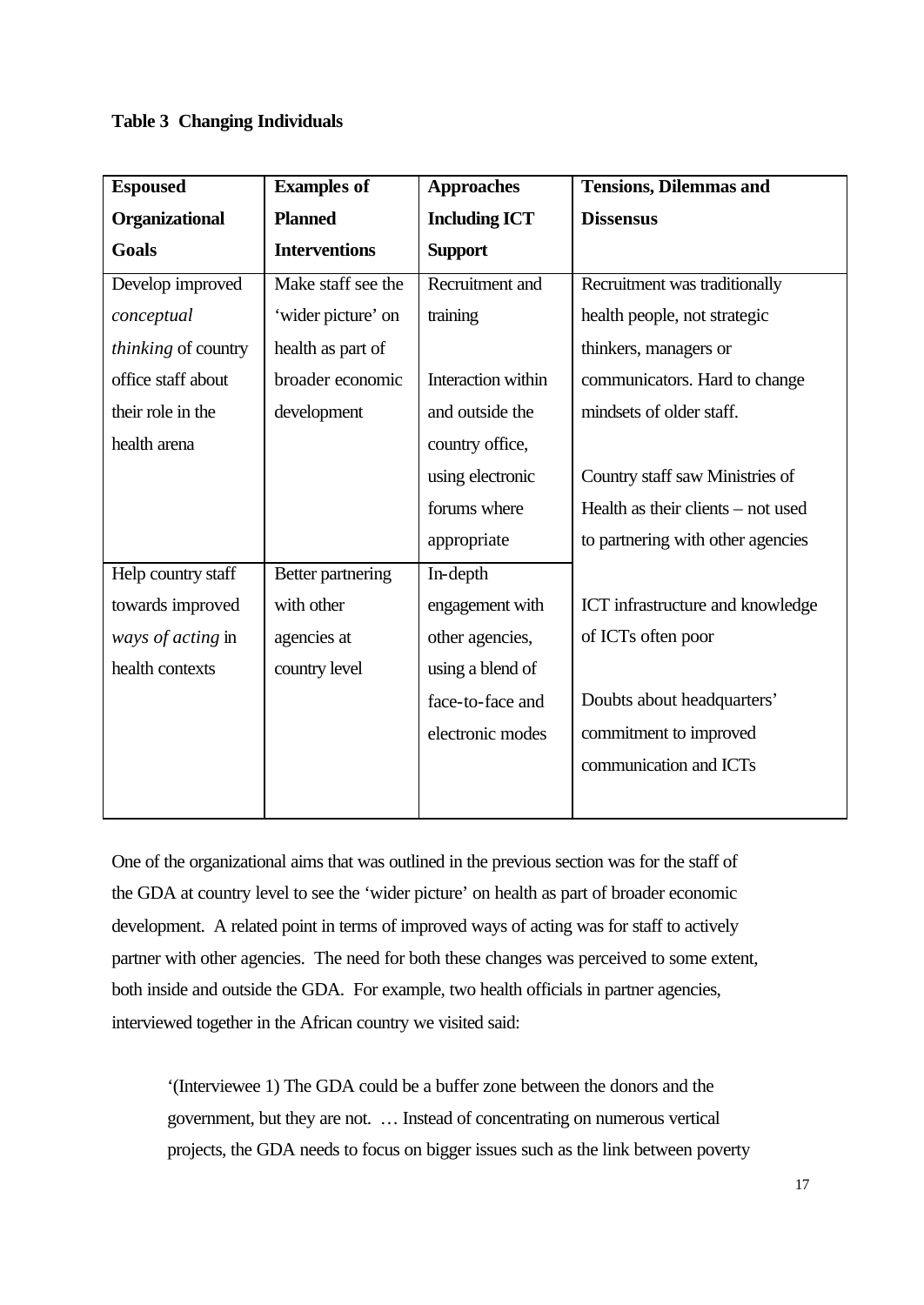**Table 3 Changing Individuals**

| Espoused Organizational Goals | Examples of Planned Interventions | Approaches Including ICT Support | Tensions, Dilemmas and Dissensus |
|---|---|---|---|
| Develop improved *conceptual thinking* of country office staff about their role in the health arena | Make staff see the 'wider picture' on health as part of broader economic development | Recruitment and training<br><br>Interaction within and outside the country office, using electronic forums where appropriate | Recruitment was traditionally health people, not strategic thinkers, managers or communicators. Hard to change mindsets of older staff.<br><br>Country staff saw Ministries of Health as their clients – not used to partnering with other agencies<br><br>ICT infrastructure and knowledge of ICTs often poor<br><br>Doubts about headquarters' commitment to improved communication and ICTs |
| Help country staff towards improved *ways of acting* in health contexts | Better partnering with other agencies at country level | In-depth engagement with other agencies, using a blend of face-to-face and electronic modes | |

One of the organizational aims that was outlined in the previous section was for the staff of the GDA at country level to see the 'wider picture' on health as part of broader economic development. A related point in terms of improved ways of acting was for staff to actively partner with other agencies. The need for both these changes was perceived to some extent, both inside and outside the GDA. For example, two health officials in partner agencies, interviewed together in the African country we visited said:

> '(Interviewee 1) The GDA could be a buffer zone between the donors and the government, but they are not. … Instead of concentrating on numerous vertical projects, the GDA needs to focus on bigger issues such as the link between poverty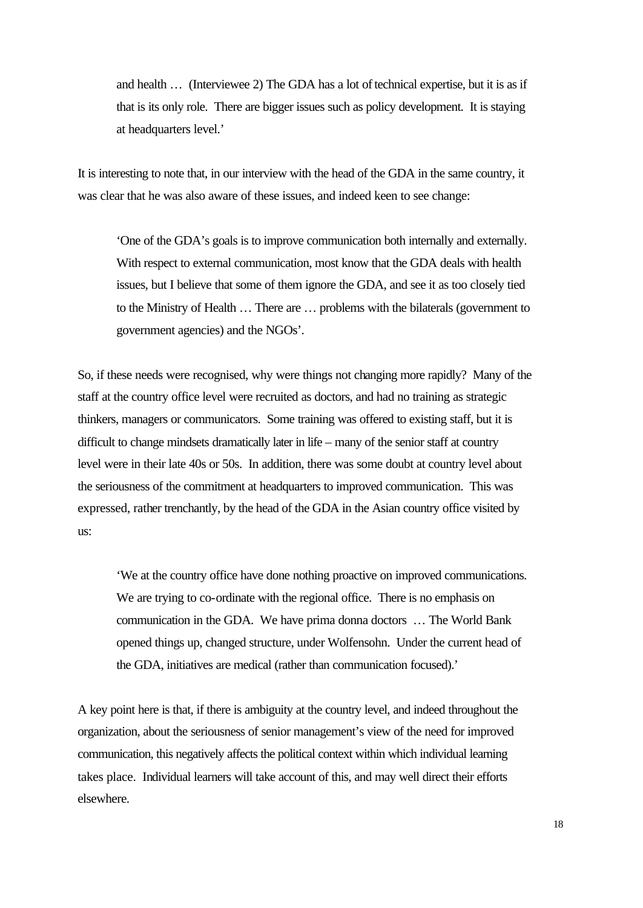> and health … (Interviewee 2) The GDA has a lot of technical expertise, but it is as if that is its only role. There are bigger issues such as policy development. It is staying at headquarters level.'

It is interesting to note that, in our interview with the head of the GDA in the same country, it was clear that he was also aware of these issues, and indeed keen to see change:

> 'One of the GDA's goals is to improve communication both internally and externally. With respect to external communication, most know that the GDA deals with health issues, but I believe that some of them ignore the GDA, and see it as too closely tied to the Ministry of Health … There are … problems with the bilaterals (government to government agencies) and the NGOs'.

So, if these needs were recognised, why were things not changing more rapidly? Many of the staff at the country office level were recruited as doctors, and had no training as strategic thinkers, managers or communicators. Some training was offered to existing staff, but it is difficult to change mindsets dramatically later in life – many of the senior staff at country level were in their late 40s or 50s. In addition, there was some doubt at country level about the seriousness of the commitment at headquarters to improved communication. This was expressed, rather trenchantly, by the head of the GDA in the Asian country office visited by us:

> 'We at the country office have done nothing proactive on improved communications. We are trying to co-ordinate with the regional office. There is no emphasis on communication in the GDA. We have prima donna doctors … The World Bank opened things up, changed structure, under Wolfensohn. Under the current head of the GDA, initiatives are medical (rather than communication focused).'

A key point here is that, if there is ambiguity at the country level, and indeed throughout the organization, about the seriousness of senior management's view of the need for improved communication, this negatively affects the political context within which individual learning takes place. Individual learners will take account of this, and may well direct their efforts elsewhere.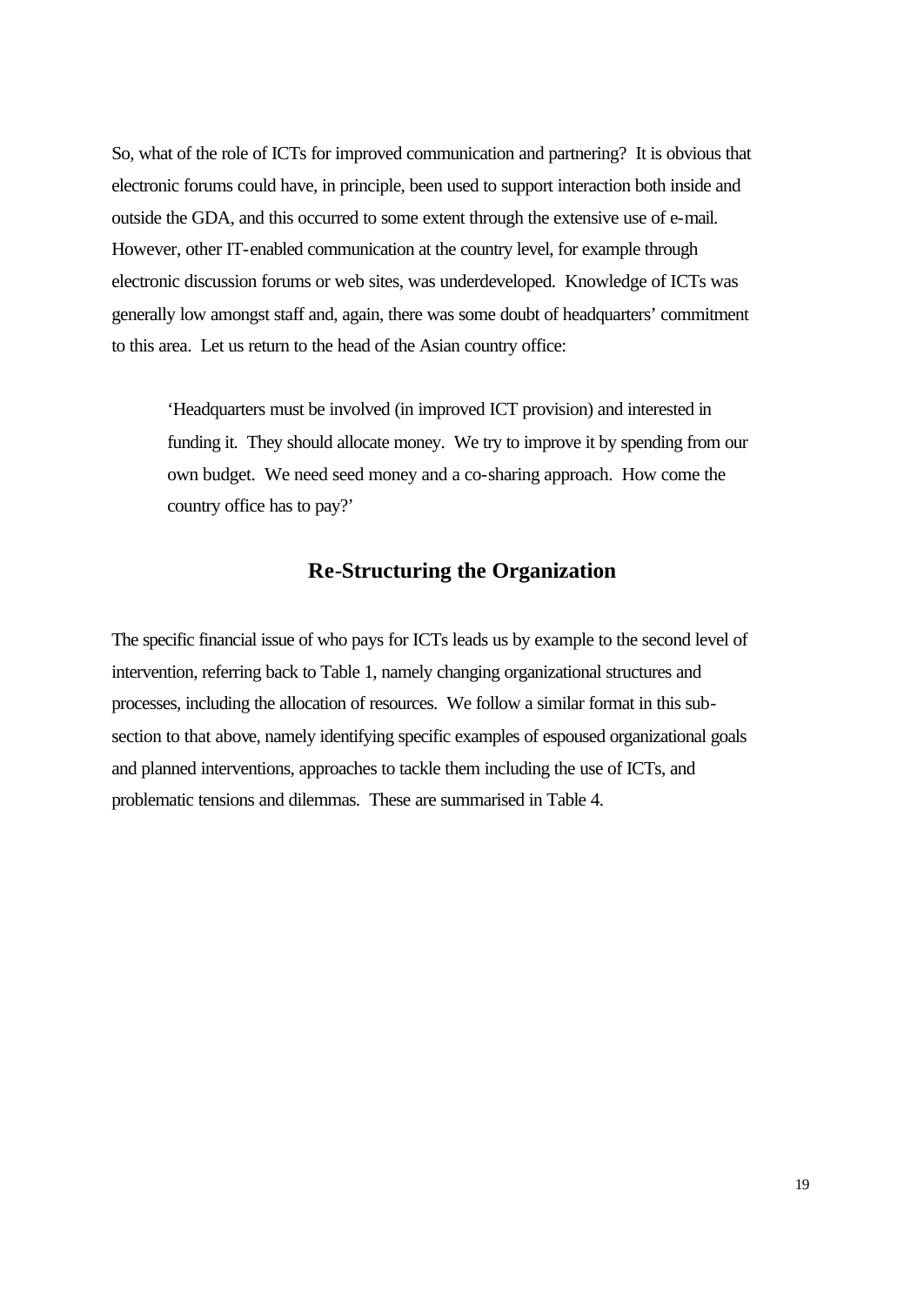So, what of the role of ICTs for improved communication and partnering? It is obvious that electronic forums could have, in principle, been used to support interaction both inside and outside the GDA, and this occurred to some extent through the extensive use of e-mail. However, other IT-enabled communication at the country level, for example through electronic discussion forums or web sites, was underdeveloped. Knowledge of ICTs was generally low amongst staff and, again, there was some doubt of headquarters' commitment to this area. Let us return to the head of the Asian country office:

> 'Headquarters must be involved (in improved ICT provision) and interested in funding it. They should allocate money. We try to improve it by spending from our own budget. We need seed money and a co-sharing approach. How come the country office has to pay?'

## Re-Structuring the Organization

The specific financial issue of who pays for ICTs leads us by example to the second level of intervention, referring back to Table 1, namely changing organizational structures and processes, including the allocation of resources. We follow a similar format in this sub-section to that above, namely identifying specific examples of espoused organizational goals and planned interventions, approaches to tackle them including the use of ICTs, and problematic tensions and dilemmas. These are summarised in Table 4.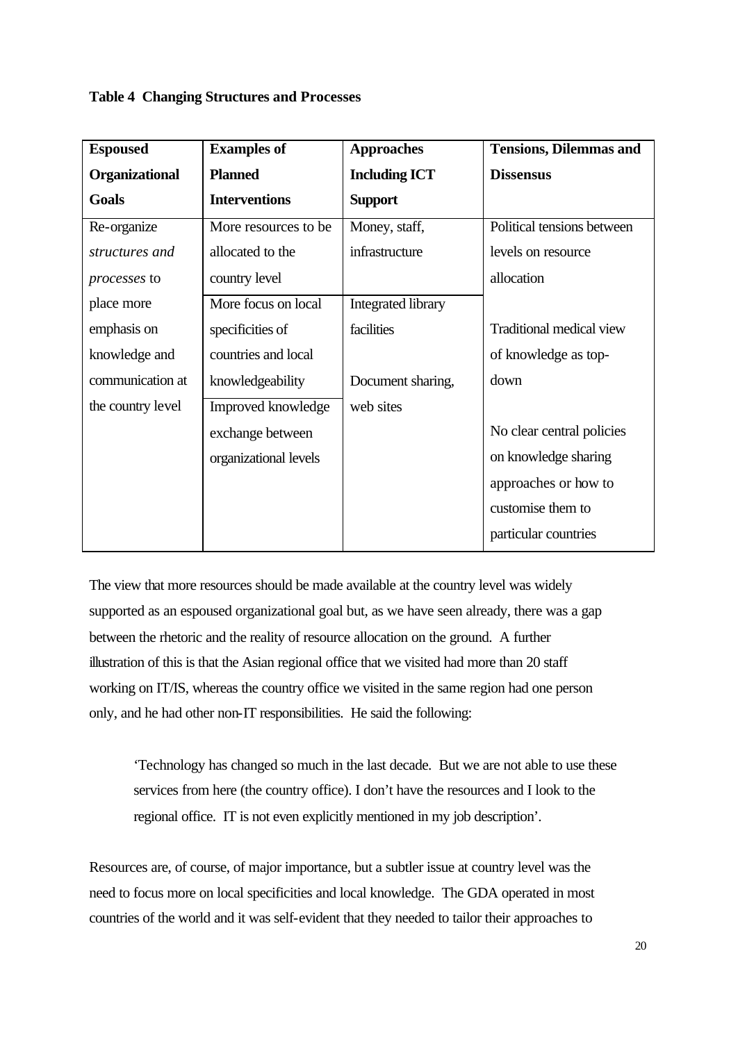**Table 4 Changing Structures and Processes**

| Espoused Organizational Goals | Examples of Planned Interventions | Approaches Including ICT Support | Tensions, Dilemmas and Dissensus |
|---|---|---|---|
| Re-organize *structures and processes* to place more emphasis on knowledge and communication at the country level | More resources to be allocated to the country level | Money, staff, infrastructure | Political tensions between levels on resource allocation |
| | More focus on local specificities of countries and local knowledgeability | Integrated library facilities | Traditional medical view of knowledge as top-down |
| | Improved knowledge exchange between organizational levels | Document sharing, web sites | No clear central policies on knowledge sharing approaches or how to customise them to particular countries |

The view that more resources should be made available at the country level was widely supported as an espoused organizational goal but, as we have seen already, there was a gap between the rhetoric and the reality of resource allocation on the ground. A further illustration of this is that the Asian regional office that we visited had more than 20 staff working on IT/IS, whereas the country office we visited in the same region had one person only, and he had other non-IT responsibilities. He said the following:

> 'Technology has changed so much in the last decade. But we are not able to use these services from here (the country office). I don't have the resources and I look to the regional office. IT is not even explicitly mentioned in my job description'.

Resources are, of course, of major importance, but a subtler issue at country level was the need to focus more on local specificities and local knowledge. The GDA operated in most countries of the world and it was self-evident that they needed to tailor their approaches to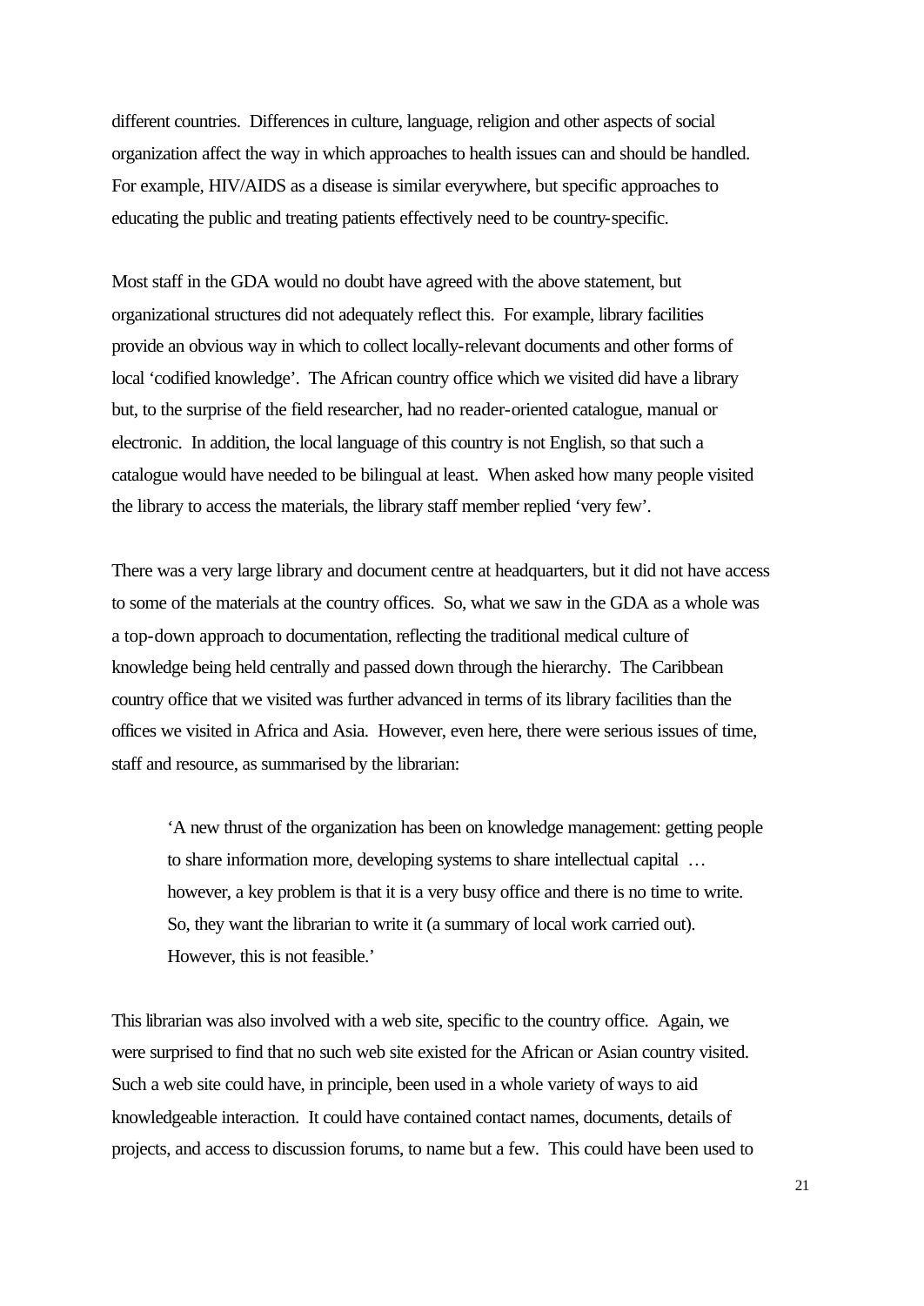different countries. Differences in culture, language, religion and other aspects of social organization affect the way in which approaches to health issues can and should be handled. For example, HIV/AIDS as a disease is similar everywhere, but specific approaches to educating the public and treating patients effectively need to be country-specific.

Most staff in the GDA would no doubt have agreed with the above statement, but organizational structures did not adequately reflect this. For example, library facilities provide an obvious way in which to collect locally-relevant documents and other forms of local 'codified knowledge'. The African country office which we visited did have a library but, to the surprise of the field researcher, had no reader-oriented catalogue, manual or electronic. In addition, the local language of this country is not English, so that such a catalogue would have needed to be bilingual at least. When asked how many people visited the library to access the materials, the library staff member replied 'very few'.

There was a very large library and document centre at headquarters, but it did not have access to some of the materials at the country offices. So, what we saw in the GDA as a whole was a top-down approach to documentation, reflecting the traditional medical culture of knowledge being held centrally and passed down through the hierarchy. The Caribbean country office that we visited was further advanced in terms of its library facilities than the offices we visited in Africa and Asia. However, even here, there were serious issues of time, staff and resource, as summarised by the librarian:

> 'A new thrust of the organization has been on knowledge management: getting people to share information more, developing systems to share intellectual capital … however, a key problem is that it is a very busy office and there is no time to write. So, they want the librarian to write it (a summary of local work carried out). However, this is not feasible.'

This librarian was also involved with a web site, specific to the country office. Again, we were surprised to find that no such web site existed for the African or Asian country visited. Such a web site could have, in principle, been used in a whole variety of ways to aid knowledgeable interaction. It could have contained contact names, documents, details of projects, and access to discussion forums, to name but a few. This could have been used to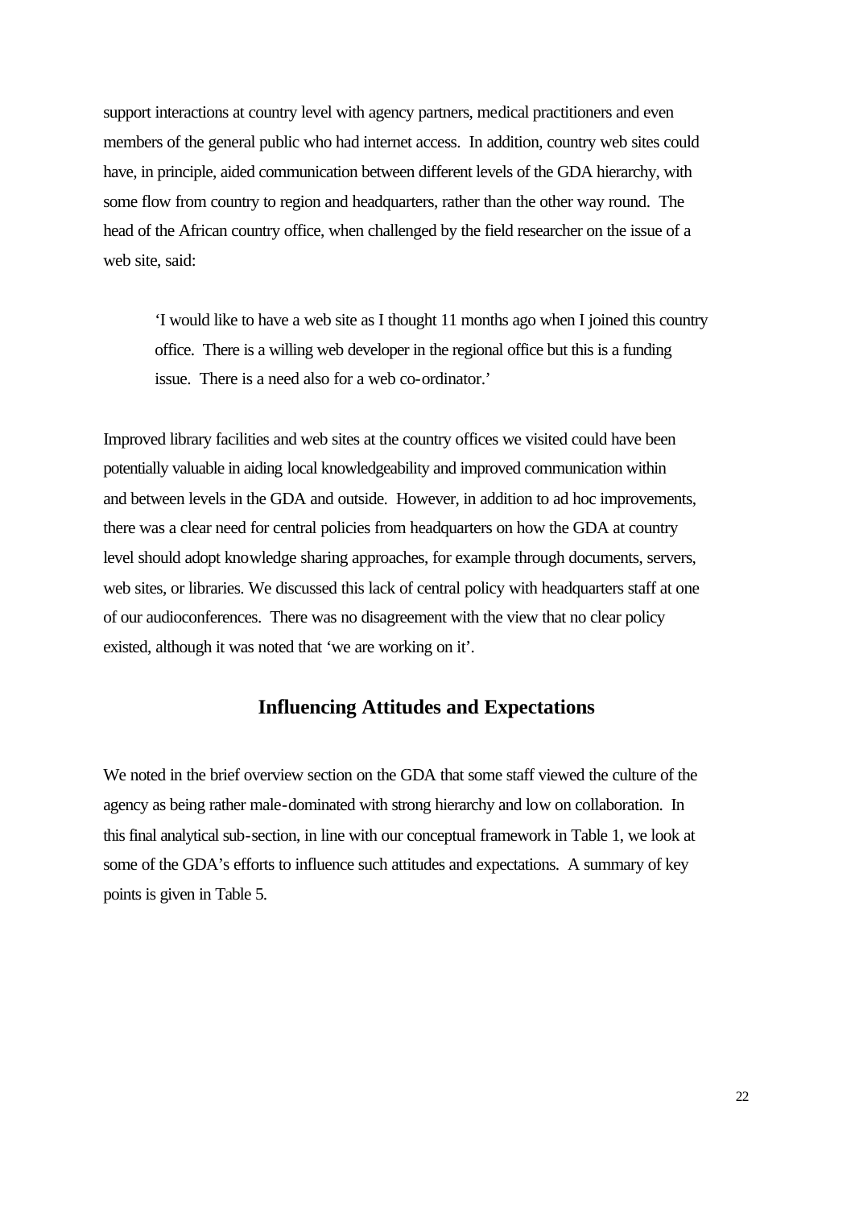support interactions at country level with agency partners, medical practitioners and even members of the general public who had internet access. In addition, country web sites could have, in principle, aided communication between different levels of the GDA hierarchy, with some flow from country to region and headquarters, rather than the other way round. The head of the African country office, when challenged by the field researcher on the issue of a web site, said:

> 'I would like to have a web site as I thought 11 months ago when I joined this country office. There is a willing web developer in the regional office but this is a funding issue. There is a need also for a web co-ordinator.'

Improved library facilities and web sites at the country offices we visited could have been potentially valuable in aiding local knowledgeability and improved communication within and between levels in the GDA and outside. However, in addition to ad hoc improvements, there was a clear need for central policies from headquarters on how the GDA at country level should adopt knowledge sharing approaches, for example through documents, servers, web sites, or libraries. We discussed this lack of central policy with headquarters staff at one of our audioconferences. There was no disagreement with the view that no clear policy existed, although it was noted that 'we are working on it'.

## Influencing Attitudes and Expectations

We noted in the brief overview section on the GDA that some staff viewed the culture of the agency as being rather male-dominated with strong hierarchy and low on collaboration. In this final analytical sub-section, in line with our conceptual framework in Table 1, we look at some of the GDA's efforts to influence such attitudes and expectations. A summary of key points is given in Table 5.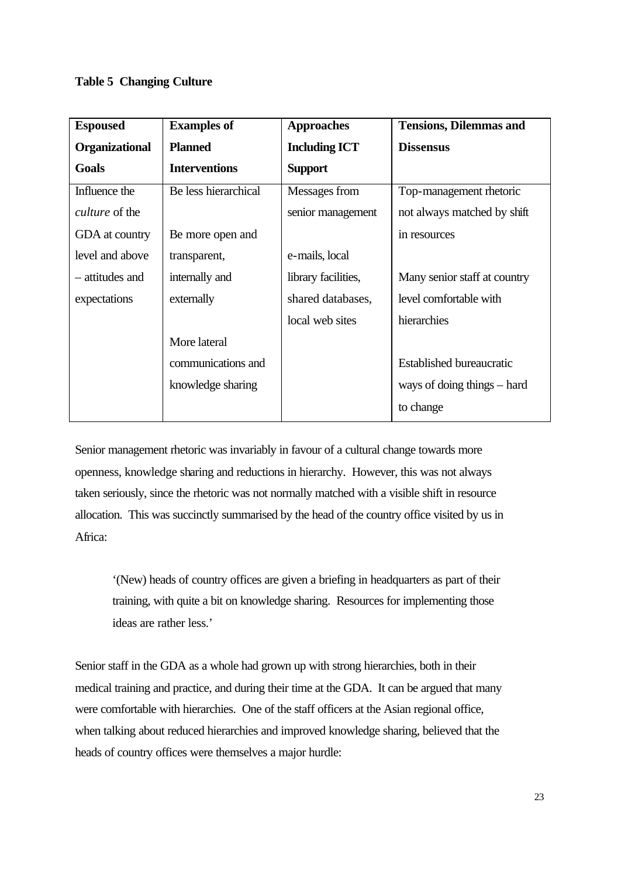**Table 5 Changing Culture**

| Espoused Organizational Goals | Examples of Planned Interventions | Approaches Including ICT Support | Tensions, Dilemmas and Dissensus |
|---|---|---|---|
| Influence the *culture* of the GDA at country level and above – attitudes and expectations | Be less hierarchical<br><br>Be more open and transparent, internally and externally<br><br>More lateral communications and knowledge sharing | Messages from senior management<br><br>e-mails, local library facilities, shared databases, local web sites | Top-management rhetoric not always matched by shift in resources<br><br>Many senior staff at country level comfortable with hierarchies<br><br>Established bureaucratic ways of doing things – hard to change |

Senior management rhetoric was invariably in favour of a cultural change towards more openness, knowledge sharing and reductions in hierarchy. However, this was not always taken seriously, since the rhetoric was not normally matched with a visible shift in resource allocation. This was succinctly summarised by the head of the country office visited by us in Africa:

> '(New) heads of country offices are given a briefing in headquarters as part of their training, with quite a bit on knowledge sharing. Resources for implementing those ideas are rather less.'

Senior staff in the GDA as a whole had grown up with strong hierarchies, both in their medical training and practice, and during their time at the GDA. It can be argued that many were comfortable with hierarchies. One of the staff officers at the Asian regional office, when talking about reduced hierarchies and improved knowledge sharing, believed that the heads of country offices were themselves a major hurdle: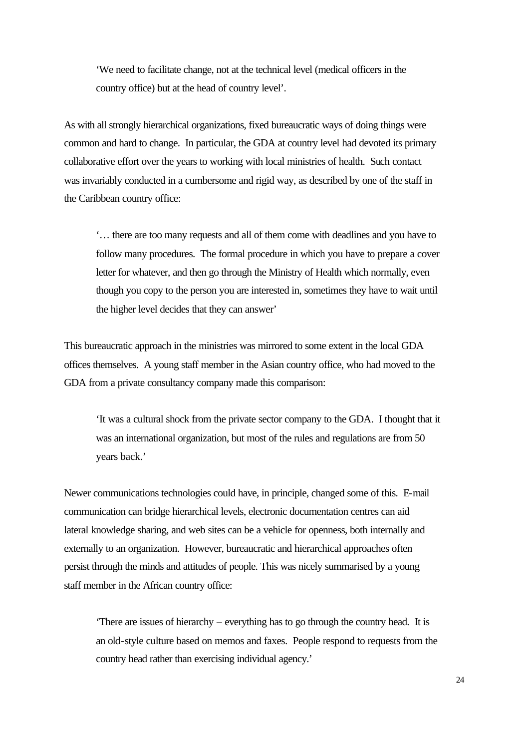> 'We need to facilitate change, not at the technical level (medical officers in the country office) but at the head of country level'.

As with all strongly hierarchical organizations, fixed bureaucratic ways of doing things were common and hard to change. In particular, the GDA at country level had devoted its primary collaborative effort over the years to working with local ministries of health. Such contact was invariably conducted in a cumbersome and rigid way, as described by one of the staff in the Caribbean country office:

> '… there are too many requests and all of them come with deadlines and you have to follow many procedures. The formal procedure in which you have to prepare a cover letter for whatever, and then go through the Ministry of Health which normally, even though you copy to the person you are interested in, sometimes they have to wait until the higher level decides that they can answer'

This bureaucratic approach in the ministries was mirrored to some extent in the local GDA offices themselves. A young staff member in the Asian country office, who had moved to the GDA from a private consultancy company made this comparison:

> 'It was a cultural shock from the private sector company to the GDA. I thought that it was an international organization, but most of the rules and regulations are from 50 years back.'

Newer communications technologies could have, in principle, changed some of this. E-mail communication can bridge hierarchical levels, electronic documentation centres can aid lateral knowledge sharing, and web sites can be a vehicle for openness, both internally and externally to an organization. However, bureaucratic and hierarchical approaches often persist through the minds and attitudes of people. This was nicely summarised by a young staff member in the African country office:

> 'There are issues of hierarchy – everything has to go through the country head. It is an old-style culture based on memos and faxes. People respond to requests from the country head rather than exercising individual agency.'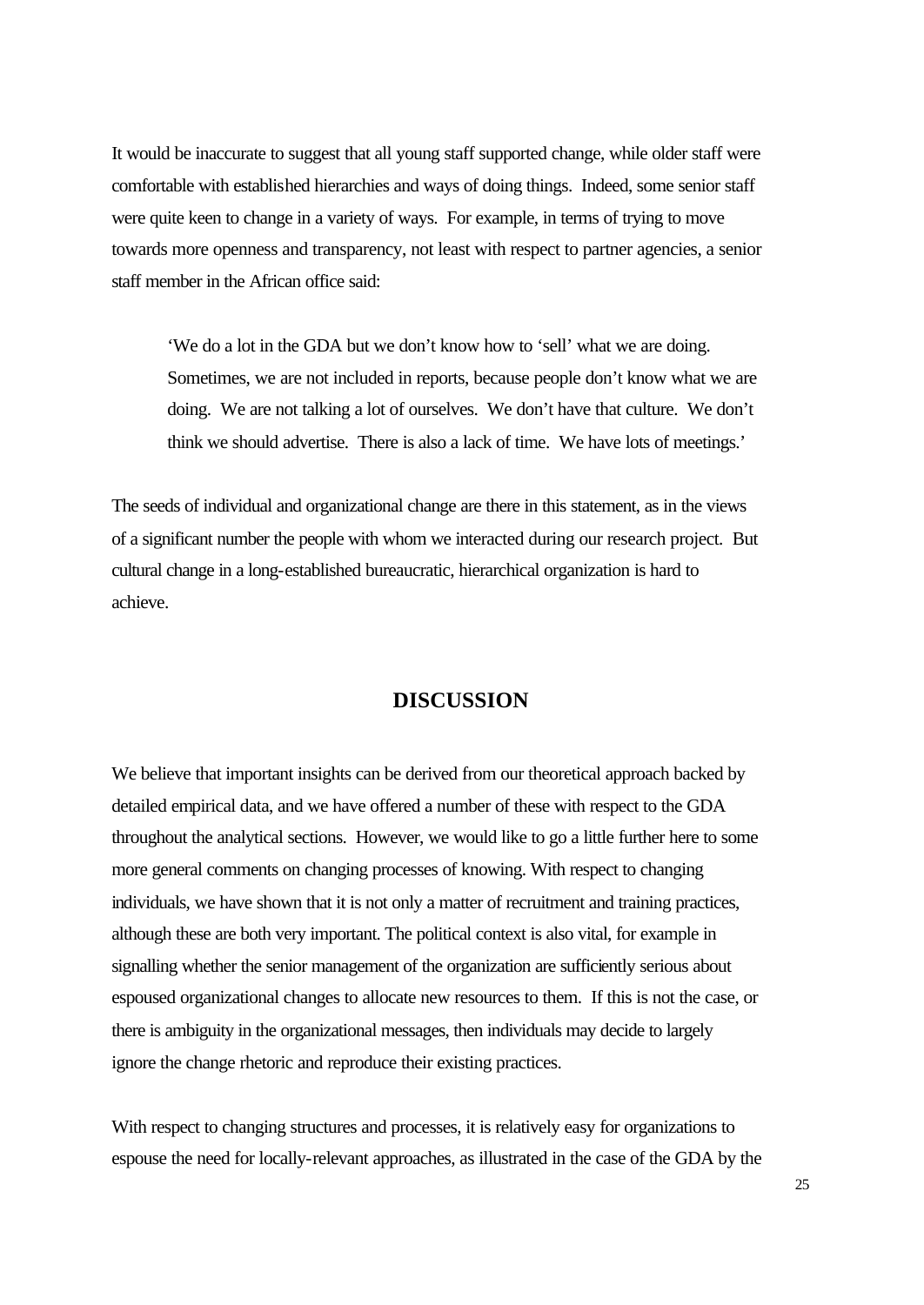It would be inaccurate to suggest that all young staff supported change, while older staff were comfortable with established hierarchies and ways of doing things. Indeed, some senior staff were quite keen to change in a variety of ways. For example, in terms of trying to move towards more openness and transparency, not least with respect to partner agencies, a senior staff member in the African office said:

> 'We do a lot in the GDA but we don't know how to 'sell' what we are doing. Sometimes, we are not included in reports, because people don't know what we are doing. We are not talking a lot of ourselves. We don't have that culture. We don't think we should advertise. There is also a lack of time. We have lots of meetings.'

The seeds of individual and organizational change are there in this statement, as in the views of a significant number the people with whom we interacted during our research project. But cultural change in a long-established bureaucratic, hierarchical organization is hard to achieve.

## DISCUSSION

We believe that important insights can be derived from our theoretical approach backed by detailed empirical data, and we have offered a number of these with respect to the GDA throughout the analytical sections. However, we would like to go a little further here to some more general comments on changing processes of knowing. With respect to changing individuals, we have shown that it is not only a matter of recruitment and training practices, although these are both very important. The political context is also vital, for example in signalling whether the senior management of the organization are sufficiently serious about espoused organizational changes to allocate new resources to them. If this is not the case, or there is ambiguity in the organizational messages, then individuals may decide to largely ignore the change rhetoric and reproduce their existing practices.

With respect to changing structures and processes, it is relatively easy for organizations to espouse the need for locally-relevant approaches, as illustrated in the case of the GDA by the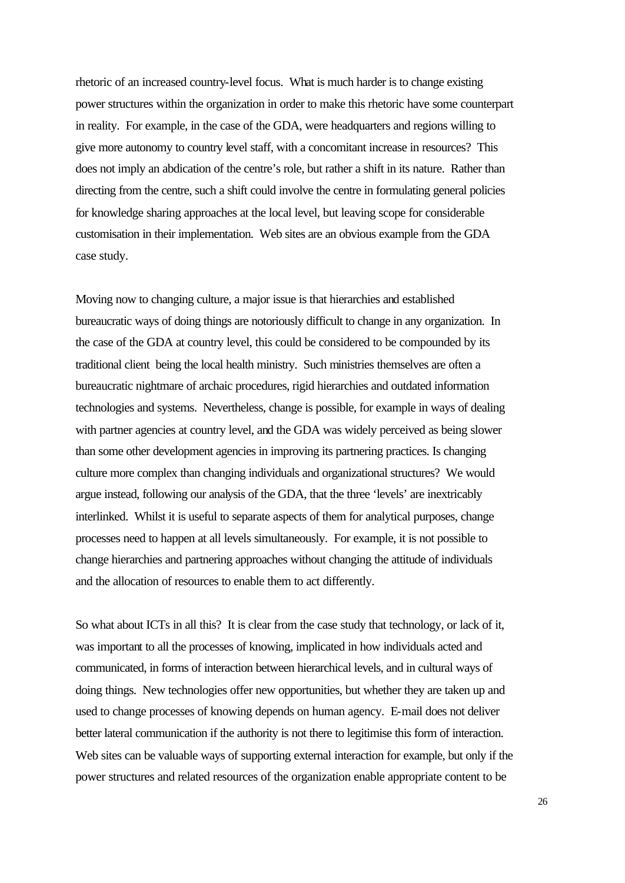rhetoric of an increased country-level focus. What is much harder is to change existing power structures within the organization in order to make this rhetoric have some counterpart in reality. For example, in the case of the GDA, were headquarters and regions willing to give more autonomy to country level staff, with a concomitant increase in resources? This does not imply an abdication of the centre's role, but rather a shift in its nature. Rather than directing from the centre, such a shift could involve the centre in formulating general policies for knowledge sharing approaches at the local level, but leaving scope for considerable customisation in their implementation. Web sites are an obvious example from the GDA case study.

Moving now to changing culture, a major issue is that hierarchies and established bureaucratic ways of doing things are notoriously difficult to change in any organization. In the case of the GDA at country level, this could be considered to be compounded by its traditional client being the local health ministry. Such ministries themselves are often a bureaucratic nightmare of archaic procedures, rigid hierarchies and outdated information technologies and systems. Nevertheless, change is possible, for example in ways of dealing with partner agencies at country level, and the GDA was widely perceived as being slower than some other development agencies in improving its partnering practices. Is changing culture more complex than changing individuals and organizational structures? We would argue instead, following our analysis of the GDA, that the three 'levels' are inextricably interlinked. Whilst it is useful to separate aspects of them for analytical purposes, change processes need to happen at all levels simultaneously. For example, it is not possible to change hierarchies and partnering approaches without changing the attitude of individuals and the allocation of resources to enable them to act differently.

So what about ICTs in all this? It is clear from the case study that technology, or lack of it, was important to all the processes of knowing, implicated in how individuals acted and communicated, in forms of interaction between hierarchical levels, and in cultural ways of doing things. New technologies offer new opportunities, but whether they are taken up and used to change processes of knowing depends on human agency. E-mail does not deliver better lateral communication if the authority is not there to legitimise this form of interaction. Web sites can be valuable ways of supporting external interaction for example, but only if the power structures and related resources of the organization enable appropriate content to be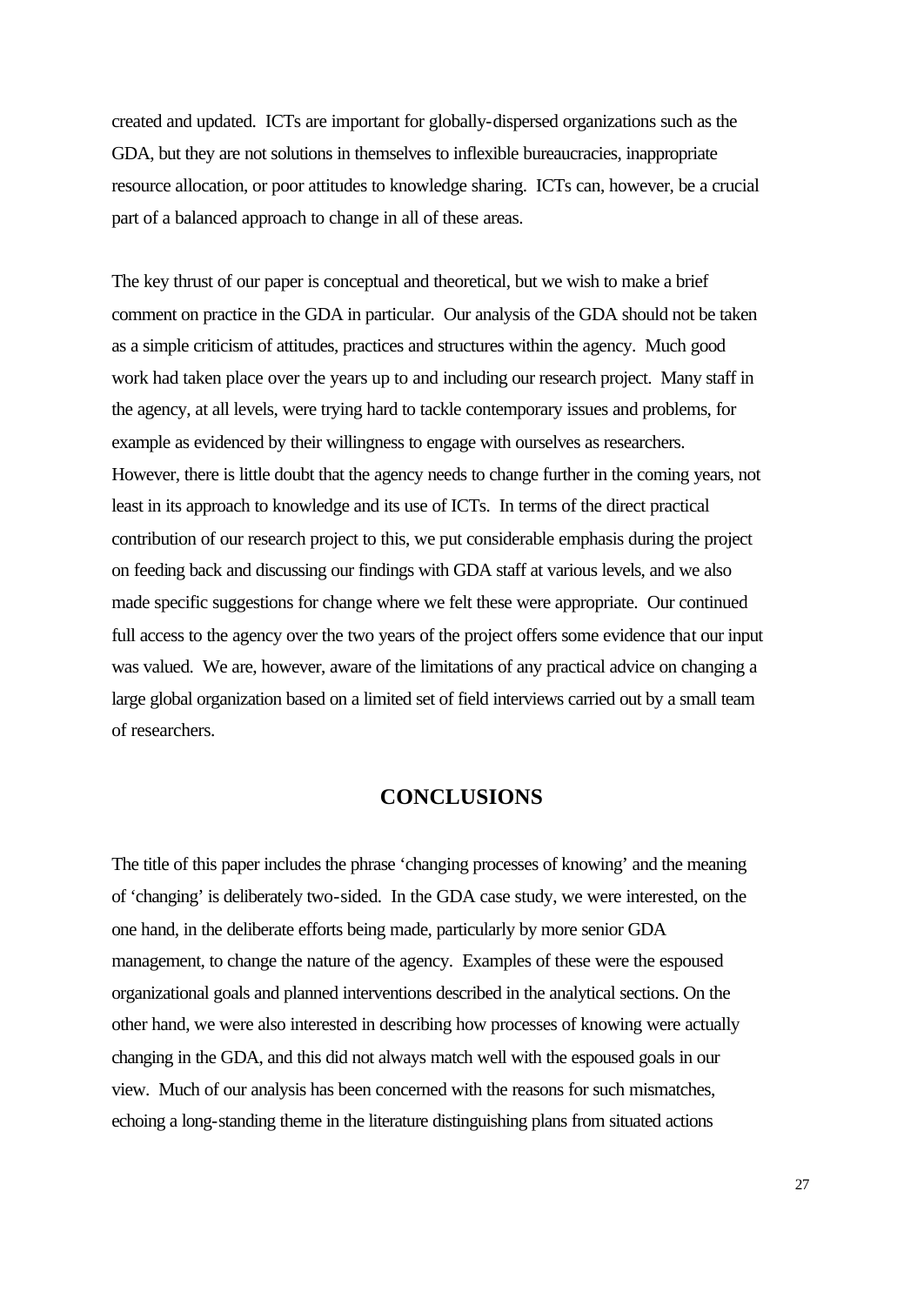created and updated. ICTs are important for globally-dispersed organizations such as the GDA, but they are not solutions in themselves to inflexible bureaucracies, inappropriate resource allocation, or poor attitudes to knowledge sharing. ICTs can, however, be a crucial part of a balanced approach to change in all of these areas.

The key thrust of our paper is conceptual and theoretical, but we wish to make a brief comment on practice in the GDA in particular. Our analysis of the GDA should not be taken as a simple criticism of attitudes, practices and structures within the agency. Much good work had taken place over the years up to and including our research project. Many staff in the agency, at all levels, were trying hard to tackle contemporary issues and problems, for example as evidenced by their willingness to engage with ourselves as researchers. However, there is little doubt that the agency needs to change further in the coming years, not least in its approach to knowledge and its use of ICTs. In terms of the direct practical contribution of our research project to this, we put considerable emphasis during the project on feeding back and discussing our findings with GDA staff at various levels, and we also made specific suggestions for change where we felt these were appropriate. Our continued full access to the agency over the two years of the project offers some evidence that our input was valued. We are, however, aware of the limitations of any practical advice on changing a large global organization based on a limited set of field interviews carried out by a small team of researchers.

## CONCLUSIONS

The title of this paper includes the phrase 'changing processes of knowing' and the meaning of 'changing' is deliberately two-sided. In the GDA case study, we were interested, on the one hand, in the deliberate efforts being made, particularly by more senior GDA management, to change the nature of the agency. Examples of these were the espoused organizational goals and planned interventions described in the analytical sections. On the other hand, we were also interested in describing how processes of knowing were actually changing in the GDA, and this did not always match well with the espoused goals in our view. Much of our analysis has been concerned with the reasons for such mismatches, echoing a long-standing theme in the literature distinguishing plans from situated actions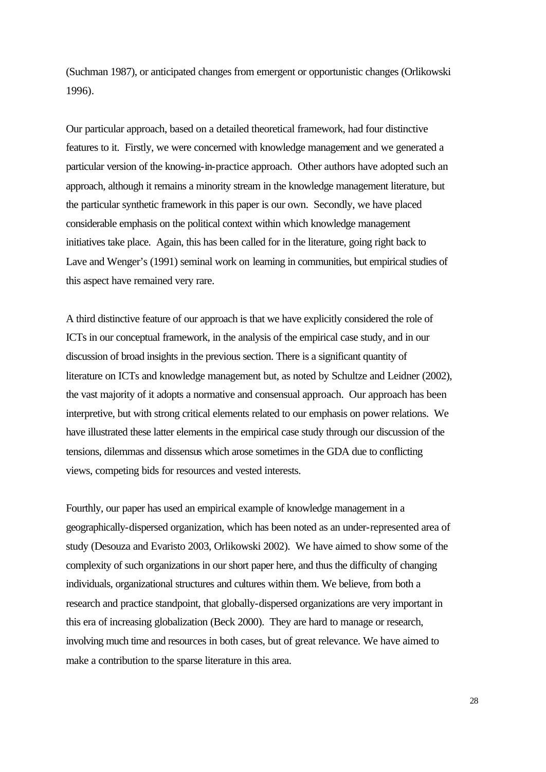(Suchman 1987), or anticipated changes from emergent or opportunistic changes (Orlikowski 1996).

Our particular approach, based on a detailed theoretical framework, had four distinctive features to it. Firstly, we were concerned with knowledge management and we generated a particular version of the knowing-in-practice approach. Other authors have adopted such an approach, although it remains a minority stream in the knowledge management literature, but the particular synthetic framework in this paper is our own. Secondly, we have placed considerable emphasis on the political context within which knowledge management initiatives take place. Again, this has been called for in the literature, going right back to Lave and Wenger's (1991) seminal work on learning in communities, but empirical studies of this aspect have remained very rare.

A third distinctive feature of our approach is that we have explicitly considered the role of ICTs in our conceptual framework, in the analysis of the empirical case study, and in our discussion of broad insights in the previous section. There is a significant quantity of literature on ICTs and knowledge management but, as noted by Schultze and Leidner (2002), the vast majority of it adopts a normative and consensual approach. Our approach has been interpretive, but with strong critical elements related to our emphasis on power relations. We have illustrated these latter elements in the empirical case study through our discussion of the tensions, dilemmas and dissensus which arose sometimes in the GDA due to conflicting views, competing bids for resources and vested interests.

Fourthly, our paper has used an empirical example of knowledge management in a geographically-dispersed organization, which has been noted as an under-represented area of study (Desouza and Evaristo 2003, Orlikowski 2002). We have aimed to show some of the complexity of such organizations in our short paper here, and thus the difficulty of changing individuals, organizational structures and cultures within them. We believe, from both a research and practice standpoint, that globally-dispersed organizations are very important in this era of increasing globalization (Beck 2000). They are hard to manage or research, involving much time and resources in both cases, but of great relevance. We have aimed to make a contribution to the sparse literature in this area.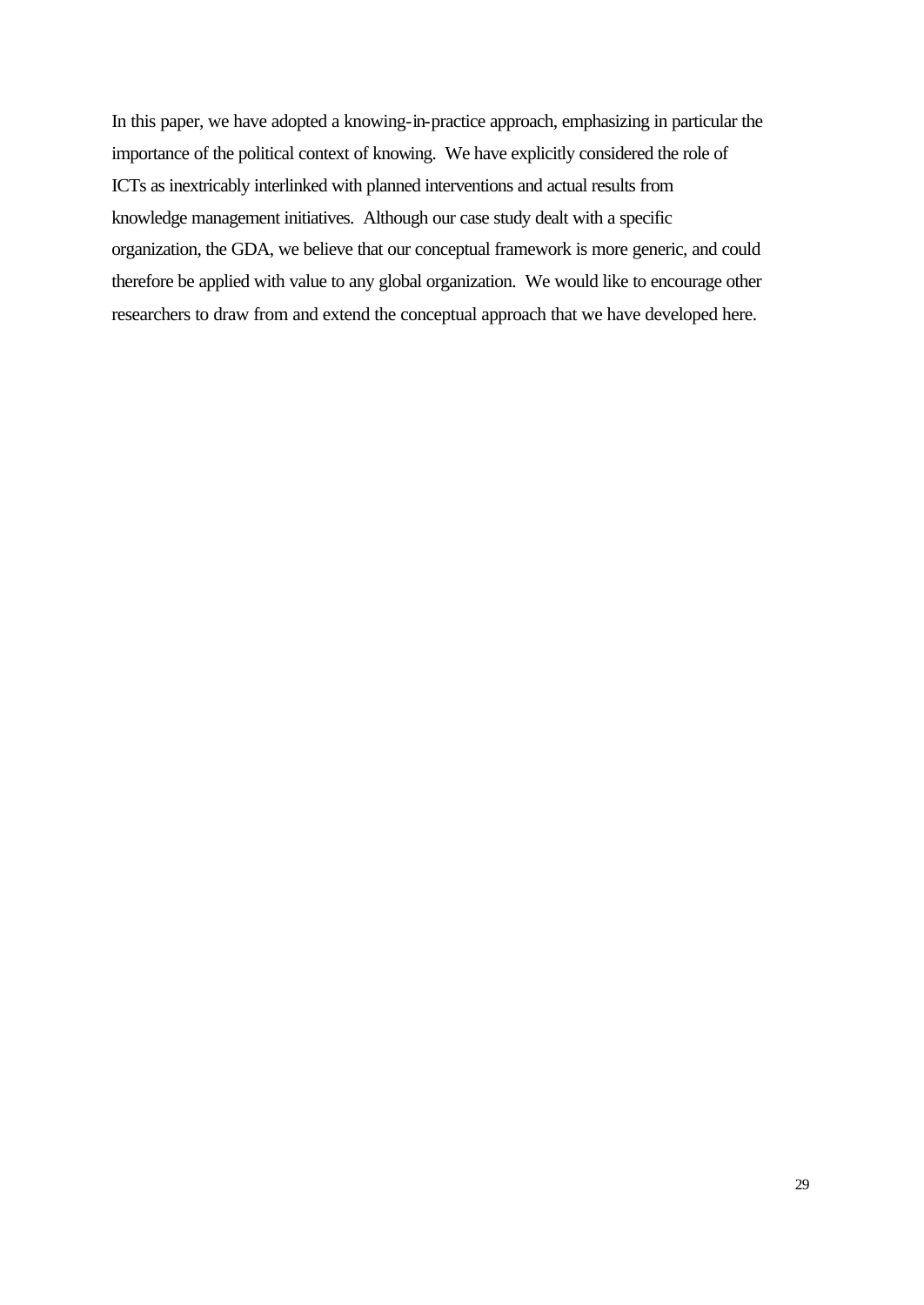In this paper, we have adopted a knowing-in-practice approach, emphasizing in particular the importance of the political context of knowing. We have explicitly considered the role of ICTs as inextricably interlinked with planned interventions and actual results from knowledge management initiatives. Although our case study dealt with a specific organization, the GDA, we believe that our conceptual framework is more generic, and could therefore be applied with value to any global organization. We would like to encourage other researchers to draw from and extend the conceptual approach that we have developed here.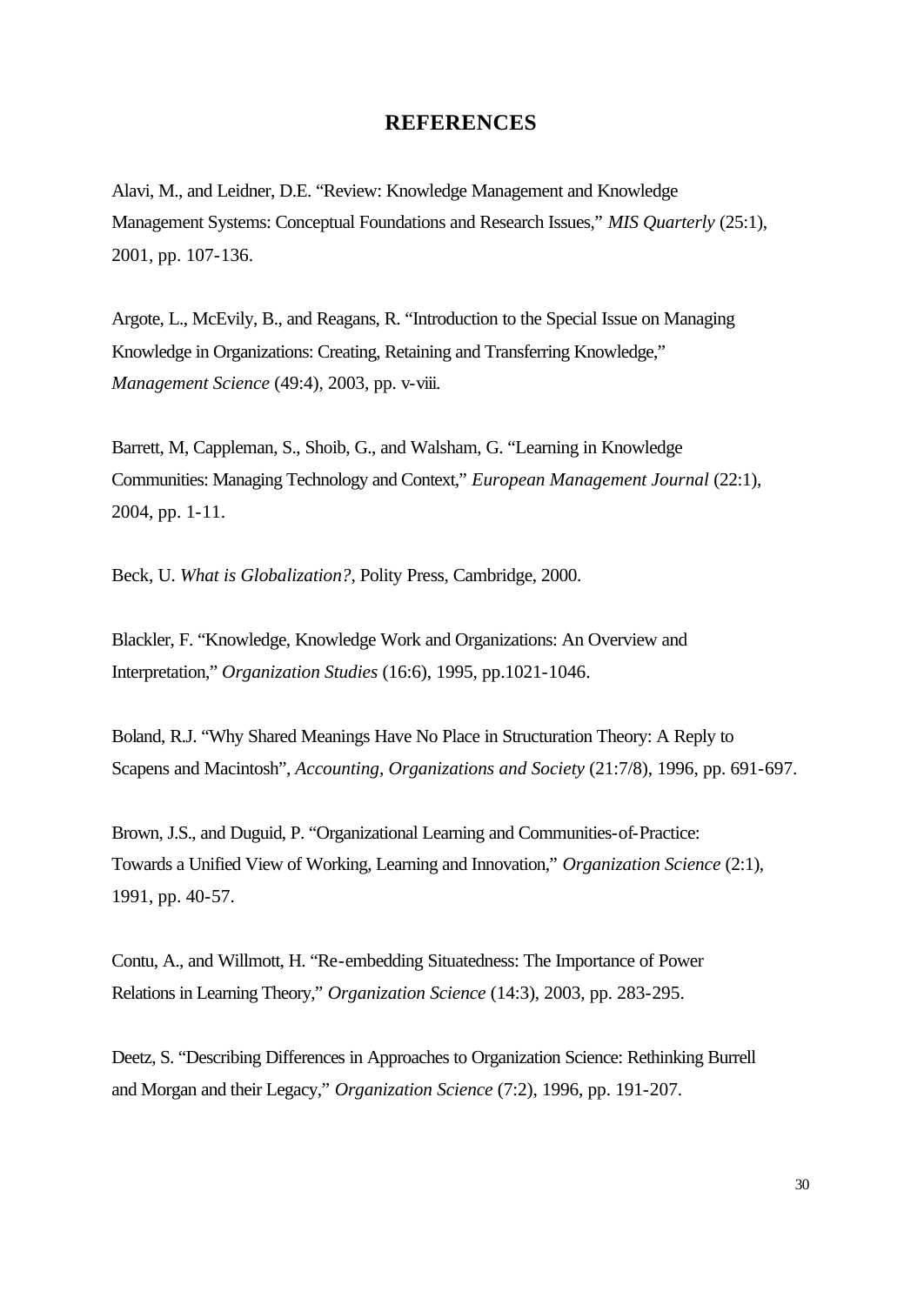# REFERENCES

Alavi, M., and Leidner, D.E. "Review: Knowledge Management and Knowledge Management Systems: Conceptual Foundations and Research Issues," *MIS Quarterly* (25:1), 2001, pp. 107-136.

Argote, L., McEvily, B., and Reagans, R. "Introduction to the Special Issue on Managing Knowledge in Organizations: Creating, Retaining and Transferring Knowledge," *Management Science* (49:4), 2003, pp. v-viii.

Barrett, M, Cappleman, S., Shoib, G., and Walsham, G. "Learning in Knowledge Communities: Managing Technology and Context," *European Management Journal* (22:1), 2004, pp. 1-11.

Beck, U. *What is Globalization?*, Polity Press, Cambridge, 2000.

Blackler, F. "Knowledge, Knowledge Work and Organizations: An Overview and Interpretation," *Organization Studies* (16:6), 1995, pp.1021-1046.

Boland, R.J. "Why Shared Meanings Have No Place in Structuration Theory: A Reply to Scapens and Macintosh", *Accounting, Organizations and Society* (21:7/8), 1996, pp. 691-697.

Brown, J.S., and Duguid, P. "Organizational Learning and Communities-of-Practice: Towards a Unified View of Working, Learning and Innovation," *Organization Science* (2:1), 1991, pp. 40-57.

Contu, A., and Willmott, H. "Re-embedding Situatedness: The Importance of Power Relations in Learning Theory," *Organization Science* (14:3), 2003, pp. 283-295.

Deetz, S. "Describing Differences in Approaches to Organization Science: Rethinking Burrell and Morgan and their Legacy," *Organization Science* (7:2), 1996, pp. 191-207.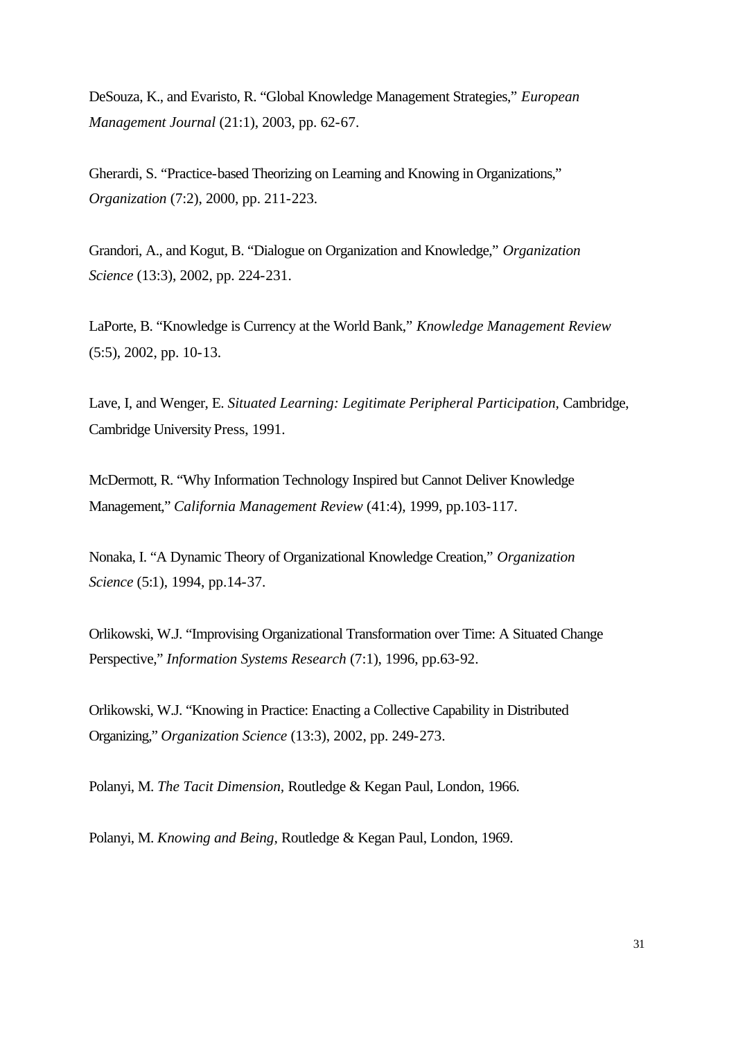DeSouza, K., and Evaristo, R. "Global Knowledge Management Strategies," *European Management Journal* (21:1), 2003, pp. 62-67.

Gherardi, S. "Practice-based Theorizing on Learning and Knowing in Organizations," *Organization* (7:2), 2000, pp. 211-223.

Grandori, A., and Kogut, B. "Dialogue on Organization and Knowledge," *Organization Science* (13:3), 2002, pp. 224-231.

LaPorte, B. "Knowledge is Currency at the World Bank," *Knowledge Management Review* (5:5), 2002, pp. 10-13.

Lave, I, and Wenger, E. *Situated Learning: Legitimate Peripheral Participation,* Cambridge, Cambridge University Press, 1991.

McDermott, R. "Why Information Technology Inspired but Cannot Deliver Knowledge Management," *California Management Review* (41:4), 1999, pp.103-117.

Nonaka, I. "A Dynamic Theory of Organizational Knowledge Creation," *Organization Science* (5:1), 1994, pp.14-37.

Orlikowski, W.J. "Improvising Organizational Transformation over Time: A Situated Change Perspective," *Information Systems Research* (7:1), 1996, pp.63-92.

Orlikowski, W.J. "Knowing in Practice: Enacting a Collective Capability in Distributed Organizing," *Organization Science* (13:3), 2002, pp. 249-273.

Polanyi, M. *The Tacit Dimension,* Routledge & Kegan Paul, London, 1966.

Polanyi, M. *Knowing and Being,* Routledge & Kegan Paul, London, 1969.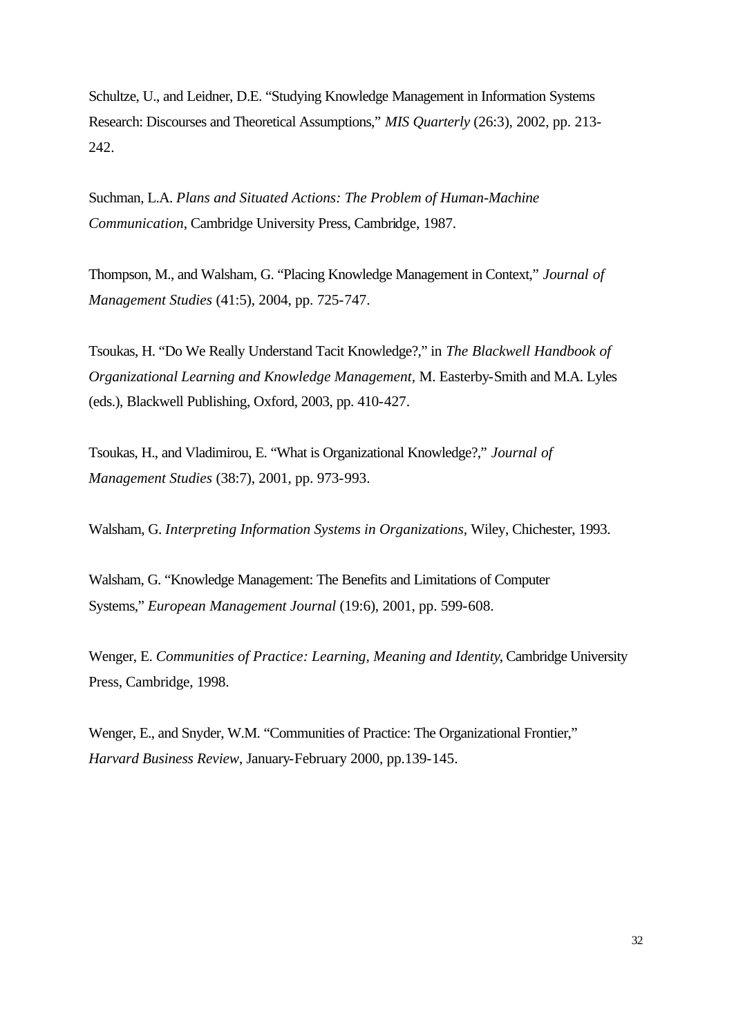Schultze, U., and Leidner, D.E. "Studying Knowledge Management in Information Systems Research: Discourses and Theoretical Assumptions," *MIS Quarterly* (26:3), 2002, pp. 213-242.

Suchman, L.A. *Plans and Situated Actions: The Problem of Human-Machine Communication*, Cambridge University Press, Cambridge, 1987.

Thompson, M., and Walsham, G. "Placing Knowledge Management in Context," *Journal of Management Studies* (41:5), 2004, pp. 725-747.

Tsoukas, H. "Do We Really Understand Tacit Knowledge?," in *The Blackwell Handbook of Organizational Learning and Knowledge Management*, M. Easterby-Smith and M.A. Lyles (eds.), Blackwell Publishing, Oxford, 2003, pp. 410-427.

Tsoukas, H., and Vladimirou, E. "What is Organizational Knowledge?," *Journal of Management Studies* (38:7), 2001, pp. 973-993.

Walsham, G. *Interpreting Information Systems in Organizations*, Wiley, Chichester, 1993.

Walsham, G. "Knowledge Management: The Benefits and Limitations of Computer Systems," *European Management Journal* (19:6), 2001, pp. 599-608.

Wenger, E. *Communities of Practice: Learning, Meaning and Identity*, Cambridge University Press, Cambridge, 1998.

Wenger, E., and Snyder, W.M. "Communities of Practice: The Organizational Frontier," *Harvard Business Review*, January-February 2000, pp.139-145.